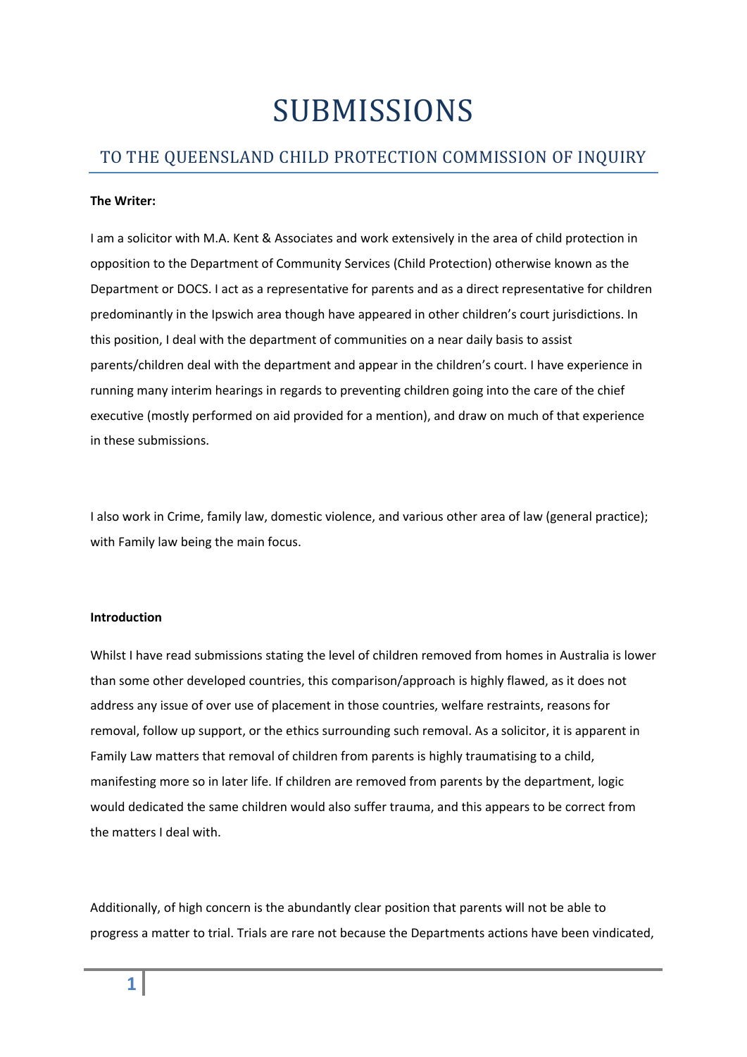# SUBMISSIONS

## TO THE QUEENSLAND CHILD PROTECTION COMMISSION OF INQUIRY

**The Writer:**

I am a solicitor with M.A. Kent & Associates and work extensively in the area of child protection in opposition to the Department of Community Services (Child Protection) otherwise known as the Department or DOCS. I act as a representative for parents and as a direct representative for children predominantly in the Ipswich area though have appeared in other children's court jurisdictions. In this position, I deal with the department of communities on a near daily basis to assist parents/children deal with the department and appear in the children's court. I have experience in running many interim hearings in regards to preventing children going into the care of the chief executive (mostly performed on aid provided for a mention), and draw on much of that experience in these submissions.

I also work in Crime, family law, domestic violence, and various other area of law (general practice); with Family law being the main focus.

**Introduction**

Whilst I have read submissions stating the level of children removed from homes in Australia is lower than some other developed countries, this comparison/approach is highly flawed, as it does not address any issue of over use of placement in those countries, welfare restraints, reasons for removal, follow up support, or the ethics surrounding such removal. As a solicitor, it is apparent in Family Law matters that removal of children from parents is highly traumatising to a child, manifesting more so in later life. If children are removed from parents by the department, logic would dedicated the same children would also suffer trauma, and this appears to be correct from the matters I deal with.

Additionally, of high concern is the abundantly clear position that parents will not be able to progress a matter to trial. Trials are rare not because the Departments actions have been vindicated,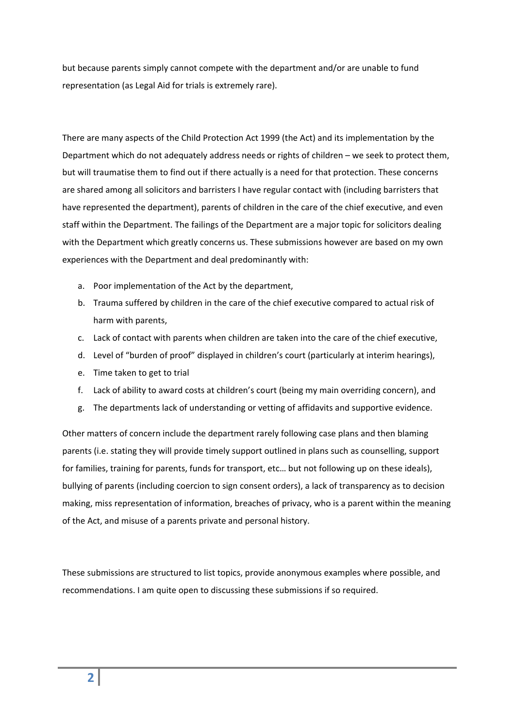but because parents simply cannot compete with the department and/or are unable to fund representation (as Legal Aid for trials is extremely rare).

There are many aspects of the Child Protection Act 1999 (the Act) and its implementation by the Department which do not adequately address needs or rights of children – we seek to protect them, but will traumatise them to find out if there actually is a need for that protection. These concerns are shared among all solicitors and barristers I have regular contact with (including barristers that have represented the department), parents of children in the care of the chief executive, and even staff within the Department. The failings of the Department are a major topic for solicitors dealing with the Department which greatly concerns us. These submissions however are based on my own experiences with the Department and deal predominantly with:

a. Poor implementation of the Act by the department,
b. Trauma suffered by children in the care of the chief executive compared to actual risk of harm with parents,
c. Lack of contact with parents when children are taken into the care of the chief executive,
d. Level of "burden of proof" displayed in children's court (particularly at interim hearings),
e. Time taken to get to trial
f. Lack of ability to award costs at children's court (being my main overriding concern), and
g. The departments lack of understanding or vetting of affidavits and supportive evidence.

Other matters of concern include the department rarely following case plans and then blaming parents (i.e. stating they will provide timely support outlined in plans such as counselling, support for families, training for parents, funds for transport, etc… but not following up on these ideals), bullying of parents (including coercion to sign consent orders), a lack of transparency as to decision making, miss representation of information, breaches of privacy, who is a parent within the meaning of the Act, and misuse of a parents private and personal history.

These submissions are structured to list topics, provide anonymous examples where possible, and recommendations. I am quite open to discussing these submissions if so required.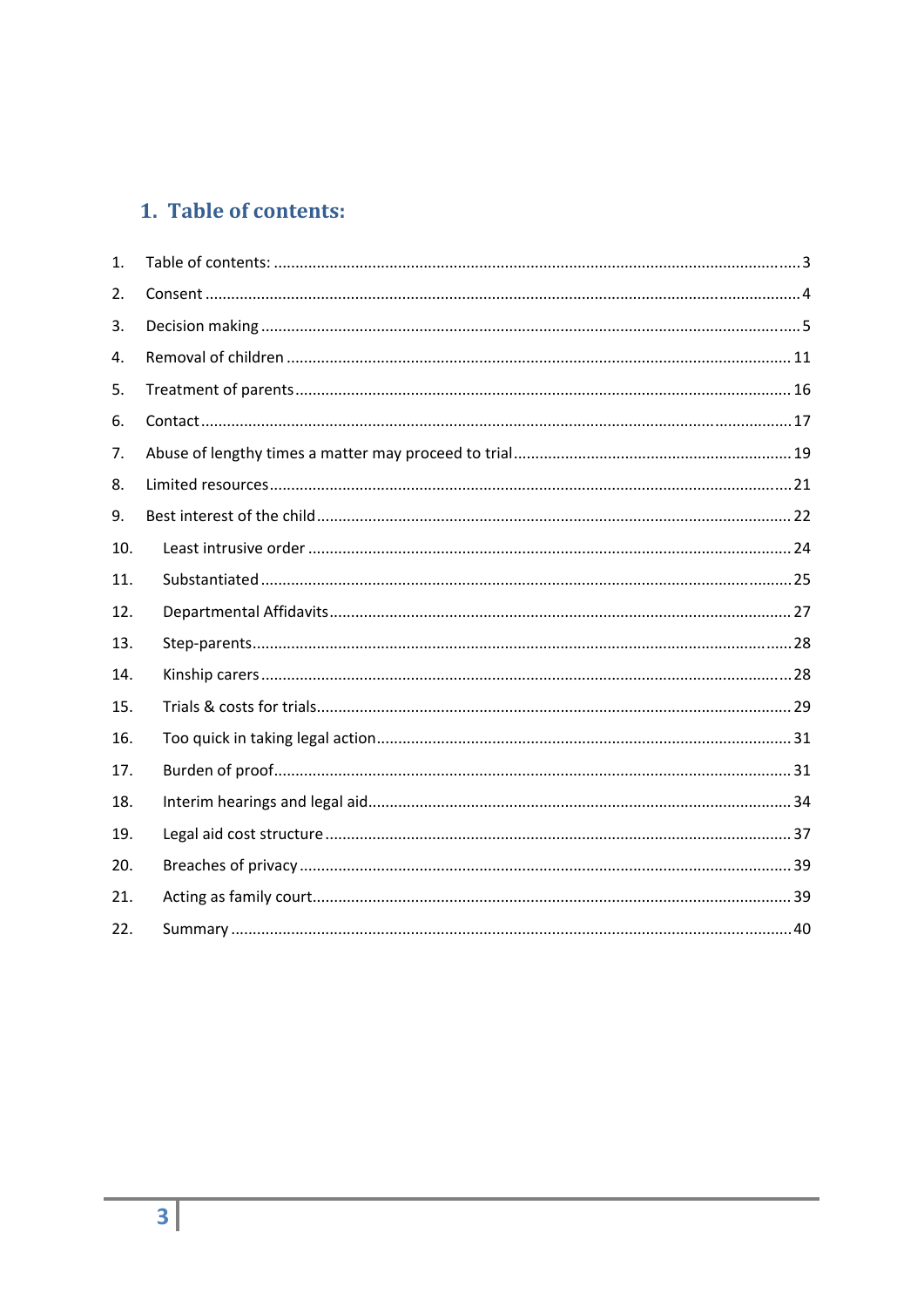# 1. Table of contents:

1. Table of contents: .......... 3
2. Consent .......... 4
3. Decision making .......... 5
4. Removal of children .......... 11
5. Treatment of parents .......... 16
6. Contact .......... 17
7. Abuse of lengthy times a matter may proceed to trial .......... 19
8. Limited resources .......... 21
9. Best interest of the child .......... 22
10. Least intrusive order .......... 24
11. Substantiated .......... 25
12. Departmental Affidavits .......... 27
13. Step-parents .......... 28
14. Kinship carers .......... 28
15. Trials & costs for trials .......... 29
16. Too quick in taking legal action .......... 31
17. Burden of proof .......... 31
18. Interim hearings and legal aid .......... 34
19. Legal aid cost structure .......... 37
20. Breaches of privacy .......... 39
21. Acting as family court .......... 39
22. Summary .......... 40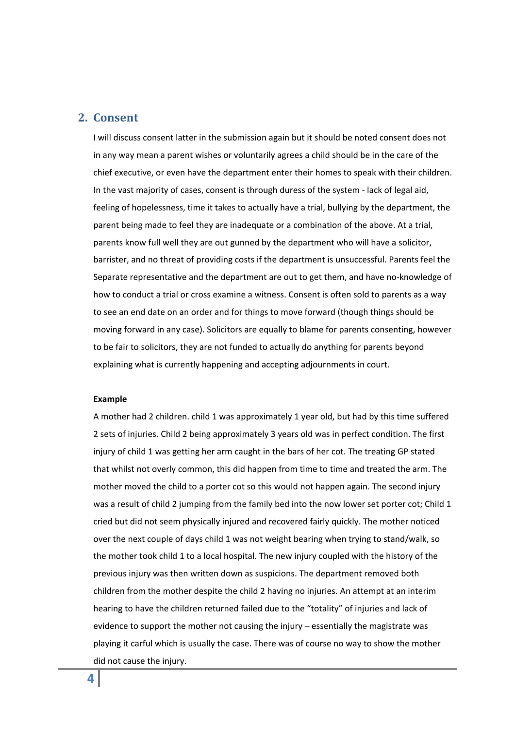## 2. Consent

I will discuss consent latter in the submission again but it should be noted consent does not in any way mean a parent wishes or voluntarily agrees a child should be in the care of the chief executive, or even have the department enter their homes to speak with their children. In the vast majority of cases, consent is through duress of the system - lack of legal aid, feeling of hopelessness, time it takes to actually have a trial, bullying by the department, the parent being made to feel they are inadequate or a combination of the above. At a trial, parents know full well they are out gunned by the department who will have a solicitor, barrister, and no threat of providing costs if the department is unsuccessful. Parents feel the Separate representative and the department are out to get them, and have no-knowledge of how to conduct a trial or cross examine a witness. Consent is often sold to parents as a way to see an end date on an order and for things to move forward (though things should be moving forward in any case). Solicitors are equally to blame for parents consenting, however to be fair to solicitors, they are not funded to actually do anything for parents beyond explaining what is currently happening and accepting adjournments in court.

**Example**

A mother had 2 children. child 1 was approximately 1 year old, but had by this time suffered 2 sets of injuries. Child 2 being approximately 3 years old was in perfect condition. The first injury of child 1 was getting her arm caught in the bars of her cot. The treating GP stated that whilst not overly common, this did happen from time to time and treated the arm. The mother moved the child to a porter cot so this would not happen again. The second injury was a result of child 2 jumping from the family bed into the now lower set porter cot; Child 1 cried but did not seem physically injured and recovered fairly quickly. The mother noticed over the next couple of days child 1 was not weight bearing when trying to stand/walk, so the mother took child 1 to a local hospital. The new injury coupled with the history of the previous injury was then written down as suspicions. The department removed both children from the mother despite the child 2 having no injuries. An attempt at an interim hearing to have the children returned failed due to the "totality" of injuries and lack of evidence to support the mother not causing the injury – essentially the magistrate was playing it carful which is usually the case. There was of course no way to show the mother did not cause the injury.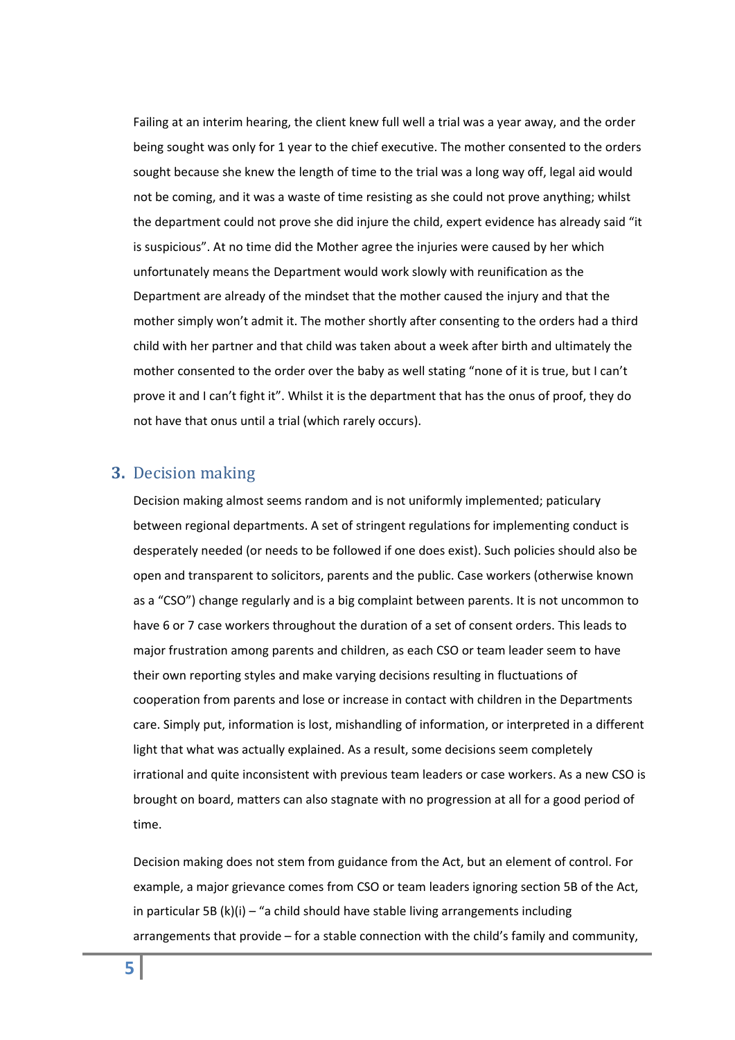Failing at an interim hearing, the client knew full well a trial was a year away, and the order being sought was only for 1 year to the chief executive. The mother consented to the orders sought because she knew the length of time to the trial was a long way off, legal aid would not be coming, and it was a waste of time resisting as she could not prove anything; whilst the department could not prove she did injure the child, expert evidence has already said "it is suspicious". At no time did the Mother agree the injuries were caused by her which unfortunately means the Department would work slowly with reunification as the Department are already of the mindset that the mother caused the injury and that the mother simply won't admit it. The mother shortly after consenting to the orders had a third child with her partner and that child was taken about a week after birth and ultimately the mother consented to the order over the baby as well stating "none of it is true, but I can't prove it and I can't fight it". Whilst it is the department that has the onus of proof, they do not have that onus until a trial (which rarely occurs).

## 3. Decision making

Decision making almost seems random and is not uniformly implemented; paticulary between regional departments. A set of stringent regulations for implementing conduct is desperately needed (or needs to be followed if one does exist). Such policies should also be open and transparent to solicitors, parents and the public. Case workers (otherwise known as a "CSO") change regularly and is a big complaint between parents. It is not uncommon to have 6 or 7 case workers throughout the duration of a set of consent orders. This leads to major frustration among parents and children, as each CSO or team leader seem to have their own reporting styles and make varying decisions resulting in fluctuations of cooperation from parents and lose or increase in contact with children in the Departments care. Simply put, information is lost, mishandling of information, or interpreted in a different light that what was actually explained. As a result, some decisions seem completely irrational and quite inconsistent with previous team leaders or case workers. As a new CSO is brought on board, matters can also stagnate with no progression at all for a good period of time.

Decision making does not stem from guidance from the Act, but an element of control. For example, a major grievance comes from CSO or team leaders ignoring section 5B of the Act, in particular 5B (k)(i) – "a child should have stable living arrangements including arrangements that provide – for a stable connection with the child's family and community,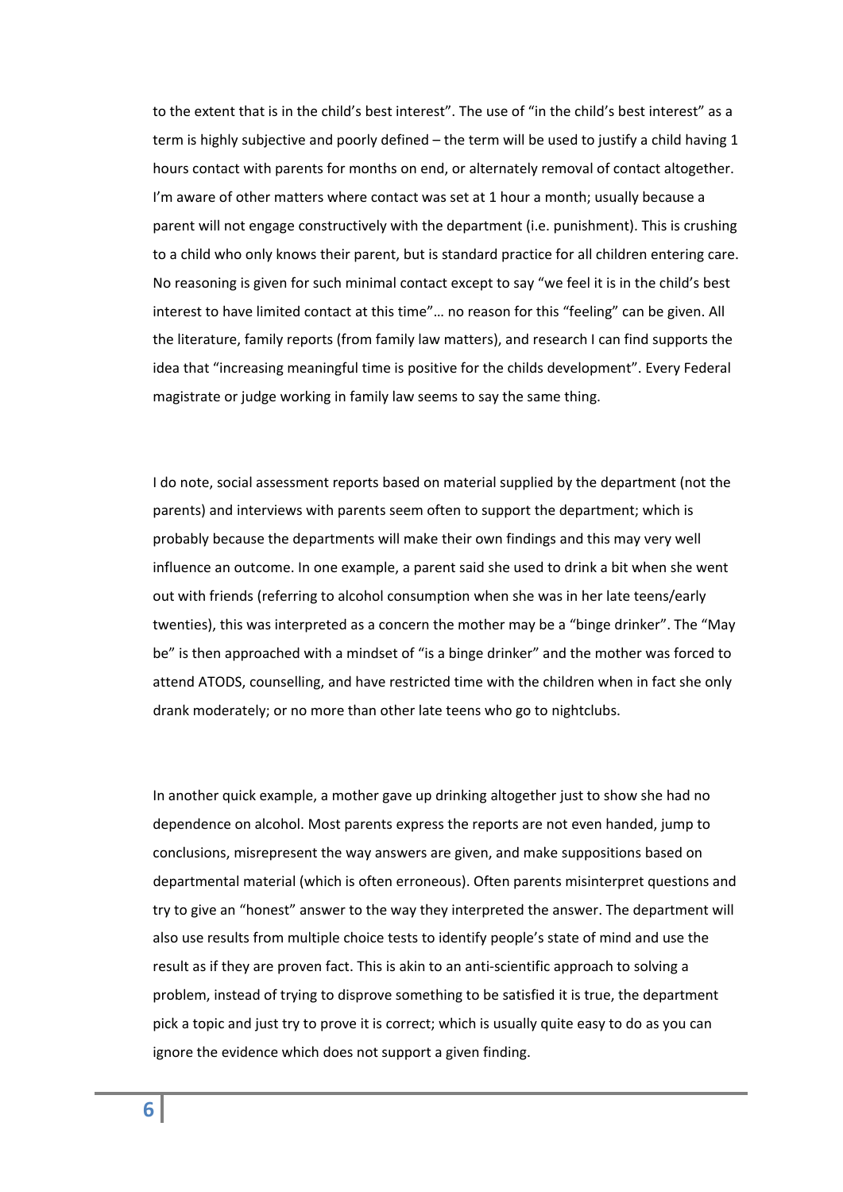to the extent that is in the child's best interest". The use of "in the child's best interest" as a term is highly subjective and poorly defined – the term will be used to justify a child having 1 hours contact with parents for months on end, or alternately removal of contact altogether. I'm aware of other matters where contact was set at 1 hour a month; usually because a parent will not engage constructively with the department (i.e. punishment). This is crushing to a child who only knows their parent, but is standard practice for all children entering care. No reasoning is given for such minimal contact except to say "we feel it is in the child's best interest to have limited contact at this time"… no reason for this "feeling" can be given. All the literature, family reports (from family law matters), and research I can find supports the idea that "increasing meaningful time is positive for the childs development". Every Federal magistrate or judge working in family law seems to say the same thing.

I do note, social assessment reports based on material supplied by the department (not the parents) and interviews with parents seem often to support the department; which is probably because the departments will make their own findings and this may very well influence an outcome. In one example, a parent said she used to drink a bit when she went out with friends (referring to alcohol consumption when she was in her late teens/early twenties), this was interpreted as a concern the mother may be a "binge drinker". The "May be" is then approached with a mindset of "is a binge drinker" and the mother was forced to attend ATODS, counselling, and have restricted time with the children when in fact she only drank moderately; or no more than other late teens who go to nightclubs.

In another quick example, a mother gave up drinking altogether just to show she had no dependence on alcohol. Most parents express the reports are not even handed, jump to conclusions, misrepresent the way answers are given, and make suppositions based on departmental material (which is often erroneous). Often parents misinterpret questions and try to give an "honest" answer to the way they interpreted the answer. The department will also use results from multiple choice tests to identify people's state of mind and use the result as if they are proven fact. This is akin to an anti-scientific approach to solving a problem, instead of trying to disprove something to be satisfied it is true, the department pick a topic and just try to prove it is correct; which is usually quite easy to do as you can ignore the evidence which does not support a given finding.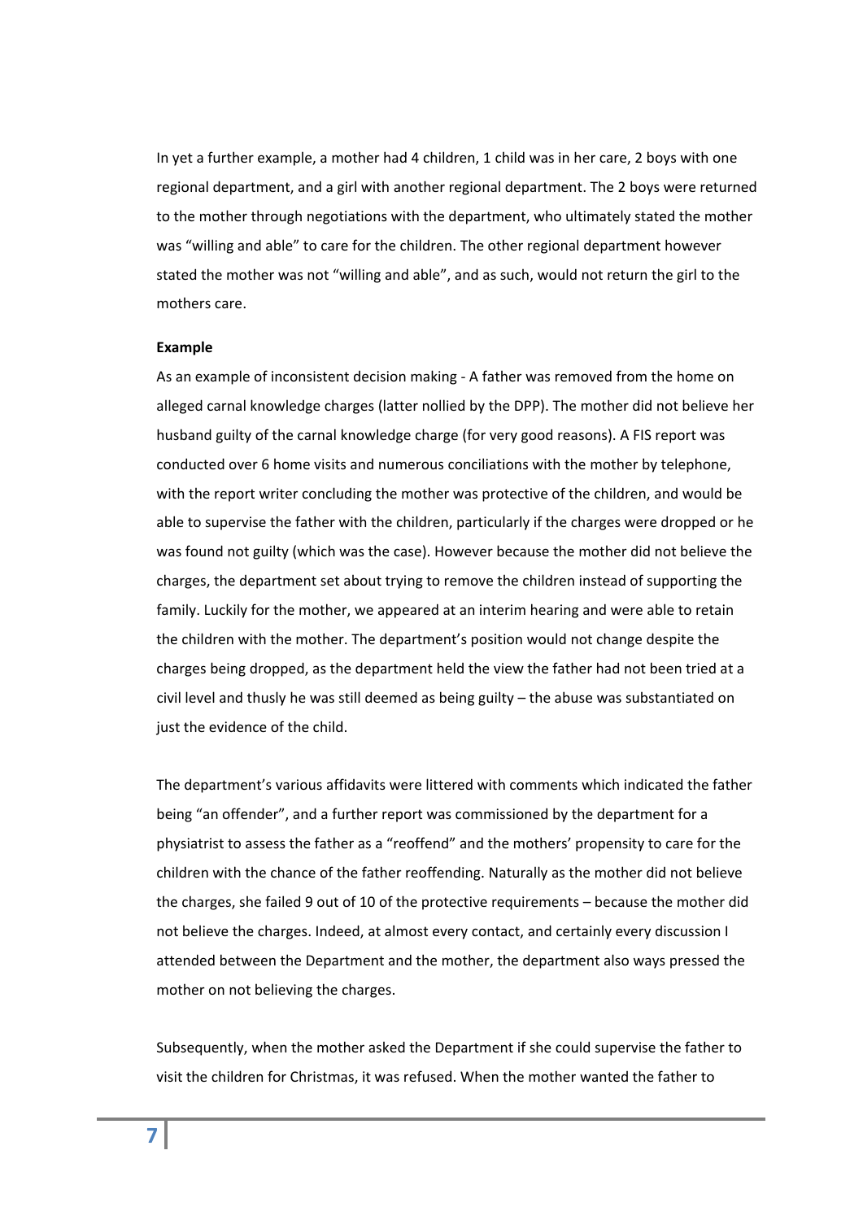In yet a further example, a mother had 4 children, 1 child was in her care, 2 boys with one regional department, and a girl with another regional department. The 2 boys were returned to the mother through negotiations with the department, who ultimately stated the mother was "willing and able" to care for the children. The other regional department however stated the mother was not "willing and able", and as such, would not return the girl to the mothers care.

**Example**

As an example of inconsistent decision making - A father was removed from the home on alleged carnal knowledge charges (latter nollied by the DPP). The mother did not believe her husband guilty of the carnal knowledge charge (for very good reasons). A FIS report was conducted over 6 home visits and numerous conciliations with the mother by telephone, with the report writer concluding the mother was protective of the children, and would be able to supervise the father with the children, particularly if the charges were dropped or he was found not guilty (which was the case). However because the mother did not believe the charges, the department set about trying to remove the children instead of supporting the family. Luckily for the mother, we appeared at an interim hearing and were able to retain the children with the mother. The department's position would not change despite the charges being dropped, as the department held the view the father had not been tried at a civil level and thusly he was still deemed as being guilty – the abuse was substantiated on just the evidence of the child.

The department's various affidavits were littered with comments which indicated the father being "an offender", and a further report was commissioned by the department for a physiatrist to assess the father as a "reoffend" and the mothers' propensity to care for the children with the chance of the father reoffending. Naturally as the mother did not believe the charges, she failed 9 out of 10 of the protective requirements – because the mother did not believe the charges. Indeed, at almost every contact, and certainly every discussion I attended between the Department and the mother, the department also ways pressed the mother on not believing the charges.

Subsequently, when the mother asked the Department if she could supervise the father to visit the children for Christmas, it was refused. When the mother wanted the father to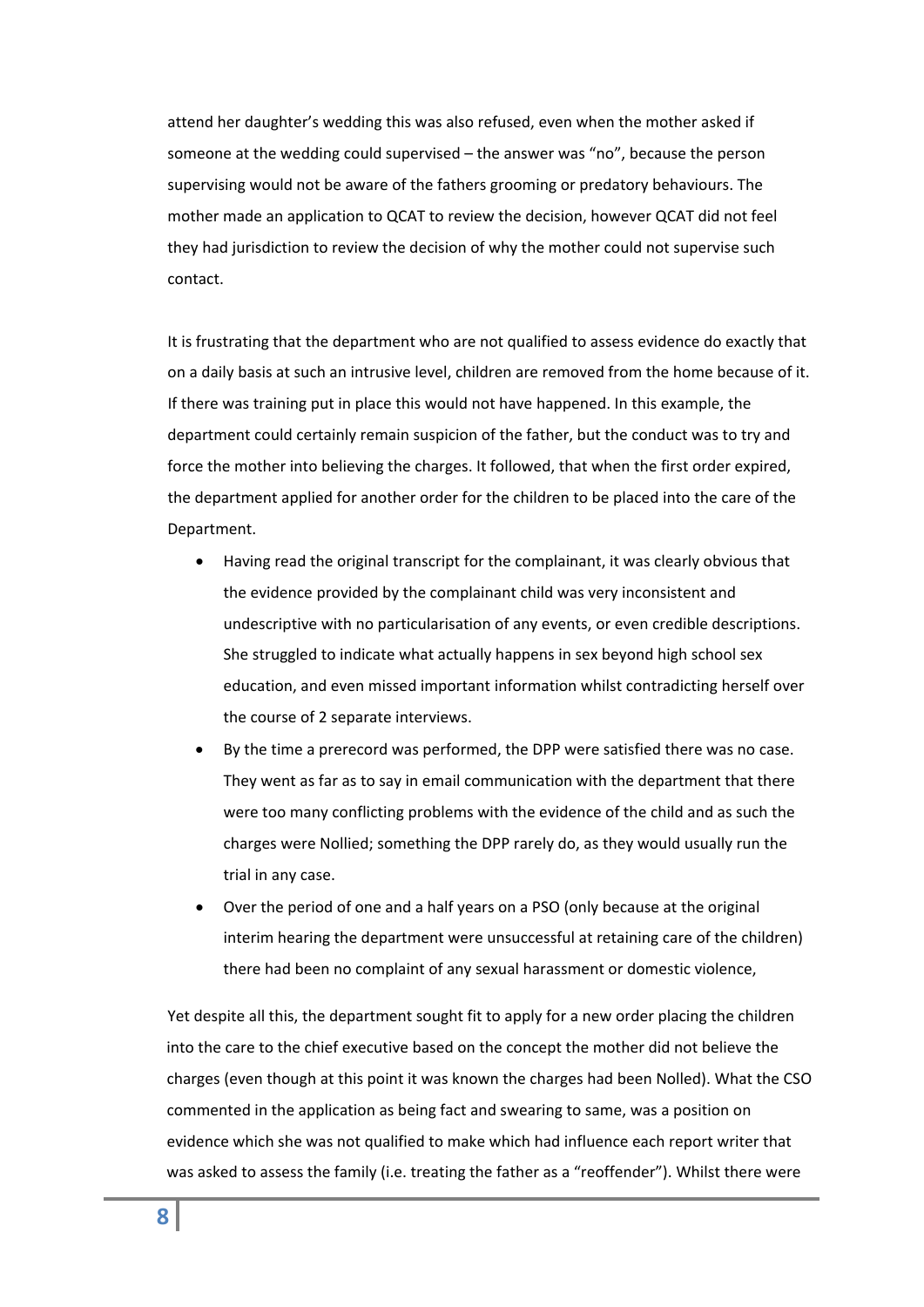attend her daughter's wedding this was also refused, even when the mother asked if someone at the wedding could supervised – the answer was "no", because the person supervising would not be aware of the fathers grooming or predatory behaviours. The mother made an application to QCAT to review the decision, however QCAT did not feel they had jurisdiction to review the decision of why the mother could not supervise such contact.

It is frustrating that the department who are not qualified to assess evidence do exactly that on a daily basis at such an intrusive level, children are removed from the home because of it. If there was training put in place this would not have happened. In this example, the department could certainly remain suspicion of the father, but the conduct was to try and force the mother into believing the charges. It followed, that when the first order expired, the department applied for another order for the children to be placed into the care of the Department.

- Having read the original transcript for the complainant, it was clearly obvious that the evidence provided by the complainant child was very inconsistent and undescriptive with no particularisation of any events, or even credible descriptions. She struggled to indicate what actually happens in sex beyond high school sex education, and even missed important information whilst contradicting herself over the course of 2 separate interviews.
- By the time a prerecord was performed, the DPP were satisfied there was no case. They went as far as to say in email communication with the department that there were too many conflicting problems with the evidence of the child and as such the charges were Nollied; something the DPP rarely do, as they would usually run the trial in any case.
- Over the period of one and a half years on a PSO (only because at the original interim hearing the department were unsuccessful at retaining care of the children) there had been no complaint of any sexual harassment or domestic violence,

Yet despite all this, the department sought fit to apply for a new order placing the children into the care to the chief executive based on the concept the mother did not believe the charges (even though at this point it was known the charges had been Nolled). What the CSO commented in the application as being fact and swearing to same, was a position on evidence which she was not qualified to make which had influence each report writer that was asked to assess the family (i.e. treating the father as a "reoffender"). Whilst there were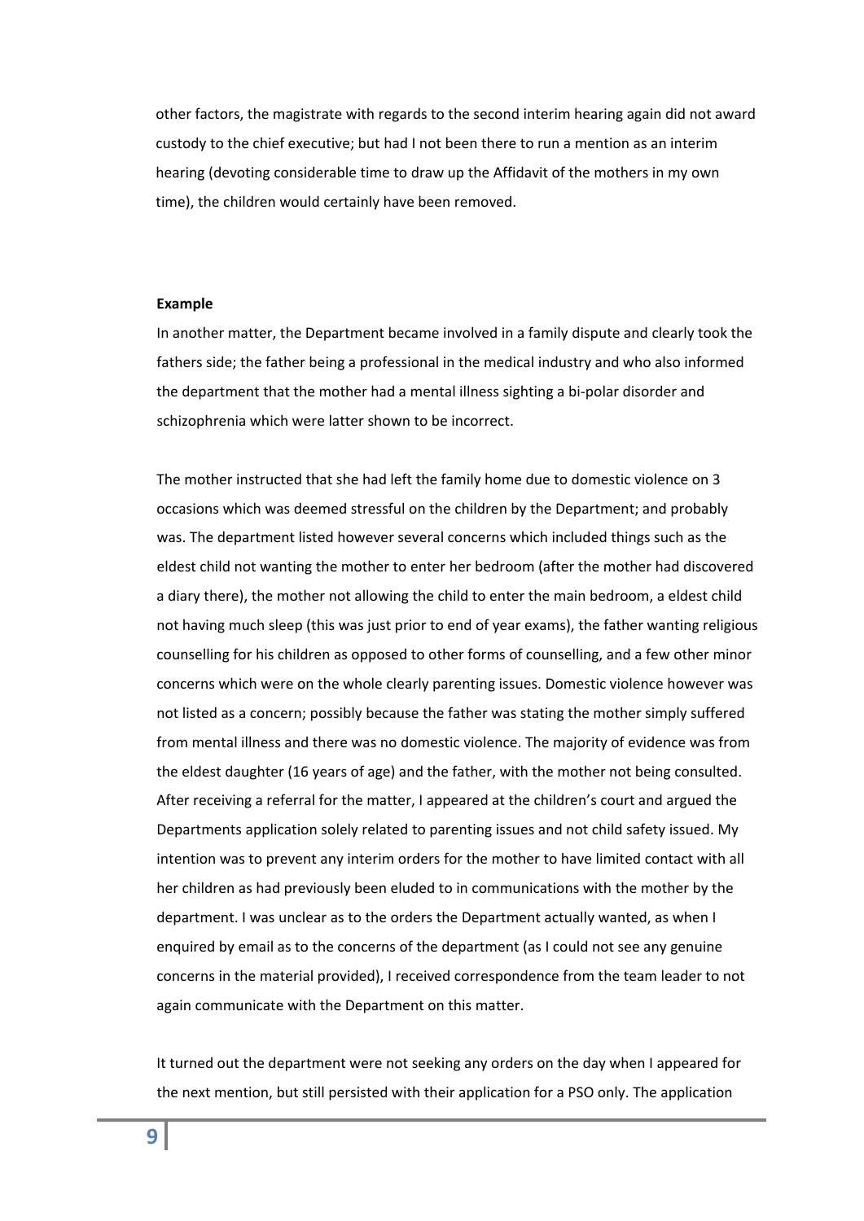other factors, the magistrate with regards to the second interim hearing again did not award custody to the chief executive; but had I not been there to run a mention as an interim hearing (devoting considerable time to draw up the Affidavit of the mothers in my own time), the children would certainly have been removed.

**Example**

In another matter, the Department became involved in a family dispute and clearly took the fathers side; the father being a professional in the medical industry and who also informed the department that the mother had a mental illness sighting a bi-polar disorder and schizophrenia which were latter shown to be incorrect.

The mother instructed that she had left the family home due to domestic violence on 3 occasions which was deemed stressful on the children by the Department; and probably was. The department listed however several concerns which included things such as the eldest child not wanting the mother to enter her bedroom (after the mother had discovered a diary there), the mother not allowing the child to enter the main bedroom, a eldest child not having much sleep (this was just prior to end of year exams), the father wanting religious counselling for his children as opposed to other forms of counselling, and a few other minor concerns which were on the whole clearly parenting issues. Domestic violence however was not listed as a concern; possibly because the father was stating the mother simply suffered from mental illness and there was no domestic violence. The majority of evidence was from the eldest daughter (16 years of age) and the father, with the mother not being consulted. After receiving a referral for the matter, I appeared at the children's court and argued the Departments application solely related to parenting issues and not child safety issued. My intention was to prevent any interim orders for the mother to have limited contact with all her children as had previously been eluded to in communications with the mother by the department. I was unclear as to the orders the Department actually wanted, as when I enquired by email as to the concerns of the department (as I could not see any genuine concerns in the material provided), I received correspondence from the team leader to not again communicate with the Department on this matter.

It turned out the department were not seeking any orders on the day when I appeared for the next mention, but still persisted with their application for a PSO only. The application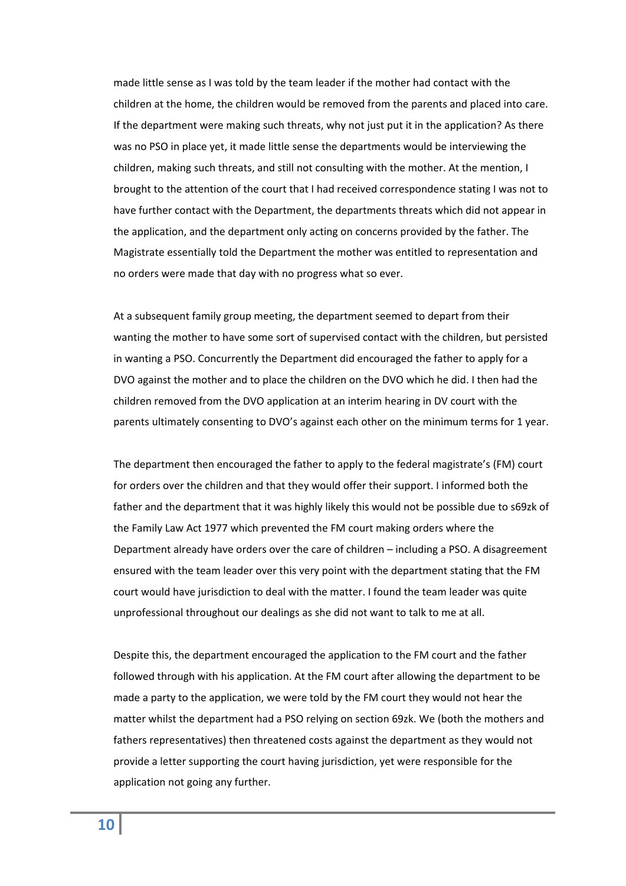made little sense as I was told by the team leader if the mother had contact with the children at the home, the children would be removed from the parents and placed into care. If the department were making such threats, why not just put it in the application? As there was no PSO in place yet, it made little sense the departments would be interviewing the children, making such threats, and still not consulting with the mother. At the mention, I brought to the attention of the court that I had received correspondence stating I was not to have further contact with the Department, the departments threats which did not appear in the application, and the department only acting on concerns provided by the father. The Magistrate essentially told the Department the mother was entitled to representation and no orders were made that day with no progress what so ever.

At a subsequent family group meeting, the department seemed to depart from their wanting the mother to have some sort of supervised contact with the children, but persisted in wanting a PSO. Concurrently the Department did encouraged the father to apply for a DVO against the mother and to place the children on the DVO which he did. I then had the children removed from the DVO application at an interim hearing in DV court with the parents ultimately consenting to DVO's against each other on the minimum terms for 1 year.

The department then encouraged the father to apply to the federal magistrate's (FM) court for orders over the children and that they would offer their support. I informed both the father and the department that it was highly likely this would not be possible due to s69zk of the Family Law Act 1977 which prevented the FM court making orders where the Department already have orders over the care of children – including a PSO. A disagreement ensured with the team leader over this very point with the department stating that the FM court would have jurisdiction to deal with the matter. I found the team leader was quite unprofessional throughout our dealings as she did not want to talk to me at all.

Despite this, the department encouraged the application to the FM court and the father followed through with his application. At the FM court after allowing the department to be made a party to the application, we were told by the FM court they would not hear the matter whilst the department had a PSO relying on section 69zk. We (both the mothers and fathers representatives) then threatened costs against the department as they would not provide a letter supporting the court having jurisdiction, yet were responsible for the application not going any further.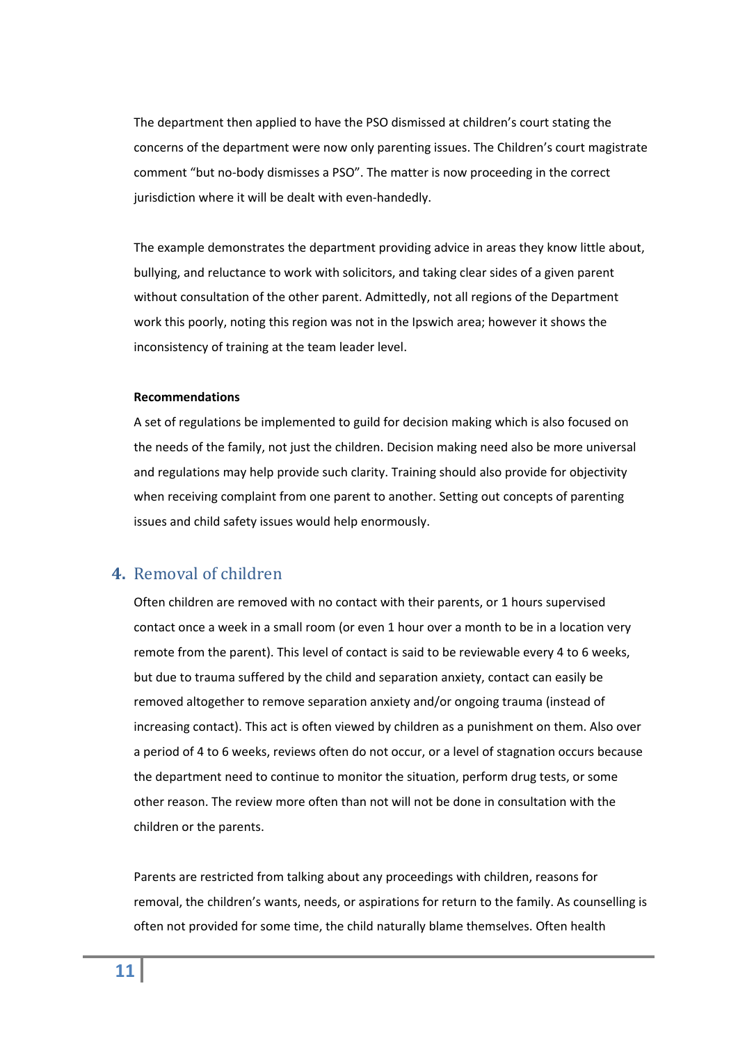The department then applied to have the PSO dismissed at children's court stating the concerns of the department were now only parenting issues. The Children's court magistrate comment "but no-body dismisses a PSO". The matter is now proceeding in the correct jurisdiction where it will be dealt with even-handedly.

The example demonstrates the department providing advice in areas they know little about, bullying, and reluctance to work with solicitors, and taking clear sides of a given parent without consultation of the other parent. Admittedly, not all regions of the Department work this poorly, noting this region was not in the Ipswich area; however it shows the inconsistency of training at the team leader level.

**Recommendations**

A set of regulations be implemented to guild for decision making which is also focused on the needs of the family, not just the children. Decision making need also be more universal and regulations may help provide such clarity. Training should also provide for objectivity when receiving complaint from one parent to another. Setting out concepts of parenting issues and child safety issues would help enormously.

## 4. Removal of children

Often children are removed with no contact with their parents, or 1 hours supervised contact once a week in a small room (or even 1 hour over a month to be in a location very remote from the parent). This level of contact is said to be reviewable every 4 to 6 weeks, but due to trauma suffered by the child and separation anxiety, contact can easily be removed altogether to remove separation anxiety and/or ongoing trauma (instead of increasing contact). This act is often viewed by children as a punishment on them. Also over a period of 4 to 6 weeks, reviews often do not occur, or a level of stagnation occurs because the department need to continue to monitor the situation, perform drug tests, or some other reason. The review more often than not will not be done in consultation with the children or the parents.

Parents are restricted from talking about any proceedings with children, reasons for removal, the children's wants, needs, or aspirations for return to the family. As counselling is often not provided for some time, the child naturally blame themselves. Often health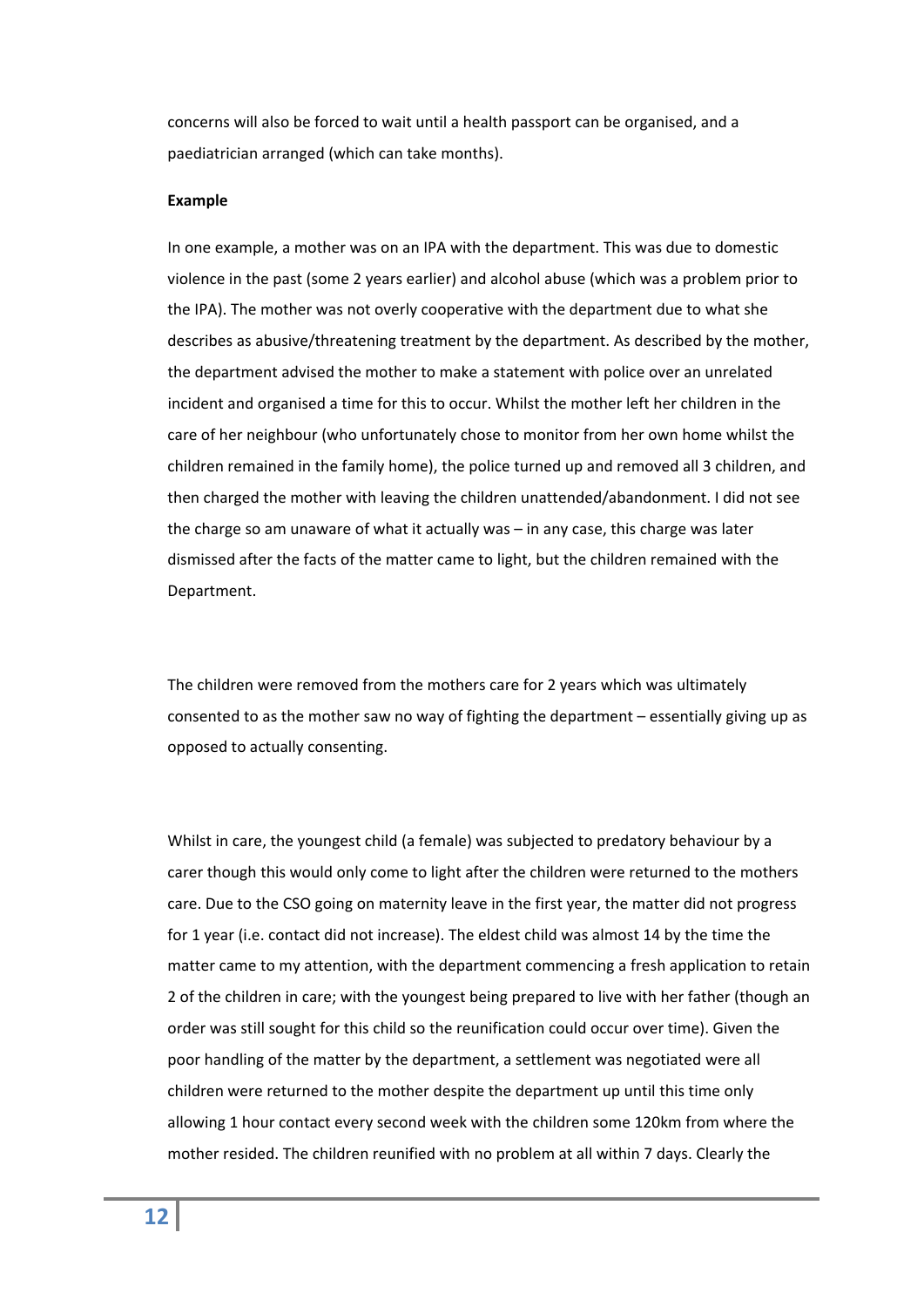concerns will also be forced to wait until a health passport can be organised, and a paediatrician arranged (which can take months).

**Example**

In one example, a mother was on an IPA with the department. This was due to domestic violence in the past (some 2 years earlier) and alcohol abuse (which was a problem prior to the IPA). The mother was not overly cooperative with the department due to what she describes as abusive/threatening treatment by the department. As described by the mother, the department advised the mother to make a statement with police over an unrelated incident and organised a time for this to occur. Whilst the mother left her children in the care of her neighbour (who unfortunately chose to monitor from her own home whilst the children remained in the family home), the police turned up and removed all 3 children, and then charged the mother with leaving the children unattended/abandonment. I did not see the charge so am unaware of what it actually was – in any case, this charge was later dismissed after the facts of the matter came to light, but the children remained with the Department.

The children were removed from the mothers care for 2 years which was ultimately consented to as the mother saw no way of fighting the department – essentially giving up as opposed to actually consenting.

Whilst in care, the youngest child (a female) was subjected to predatory behaviour by a carer though this would only come to light after the children were returned to the mothers care. Due to the CSO going on maternity leave in the first year, the matter did not progress for 1 year (i.e. contact did not increase). The eldest child was almost 14 by the time the matter came to my attention, with the department commencing a fresh application to retain 2 of the children in care; with the youngest being prepared to live with her father (though an order was still sought for this child so the reunification could occur over time). Given the poor handling of the matter by the department, a settlement was negotiated were all children were returned to the mother despite the department up until this time only allowing 1 hour contact every second week with the children some 120km from where the mother resided. The children reunified with no problem at all within 7 days. Clearly the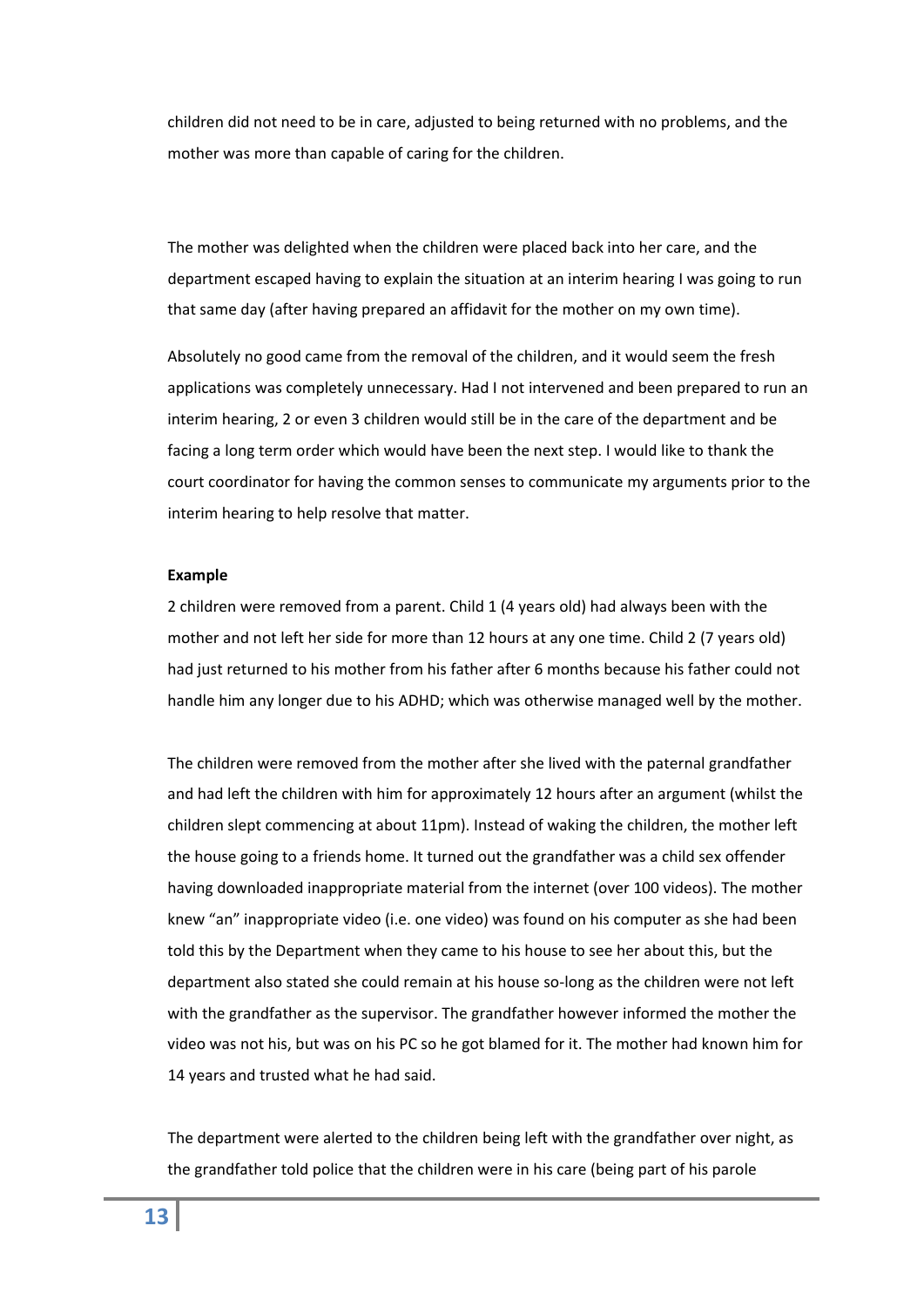children did not need to be in care, adjusted to being returned with no problems, and the mother was more than capable of caring for the children.

The mother was delighted when the children were placed back into her care, and the department escaped having to explain the situation at an interim hearing I was going to run that same day (after having prepared an affidavit for the mother on my own time).

Absolutely no good came from the removal of the children, and it would seem the fresh applications was completely unnecessary. Had I not intervened and been prepared to run an interim hearing, 2 or even 3 children would still be in the care of the department and be facing a long term order which would have been the next step. I would like to thank the court coordinator for having the common senses to communicate my arguments prior to the interim hearing to help resolve that matter.

**Example**

2 children were removed from a parent. Child 1 (4 years old) had always been with the mother and not left her side for more than 12 hours at any one time. Child 2 (7 years old) had just returned to his mother from his father after 6 months because his father could not handle him any longer due to his ADHD; which was otherwise managed well by the mother.

The children were removed from the mother after she lived with the paternal grandfather and had left the children with him for approximately 12 hours after an argument (whilst the children slept commencing at about 11pm). Instead of waking the children, the mother left the house going to a friends home. It turned out the grandfather was a child sex offender having downloaded inappropriate material from the internet (over 100 videos). The mother knew "an" inappropriate video (i.e. one video) was found on his computer as she had been told this by the Department when they came to his house to see her about this, but the department also stated she could remain at his house so-long as the children were not left with the grandfather as the supervisor. The grandfather however informed the mother the video was not his, but was on his PC so he got blamed for it. The mother had known him for 14 years and trusted what he had said.

The department were alerted to the children being left with the grandfather over night, as the grandfather told police that the children were in his care (being part of his parole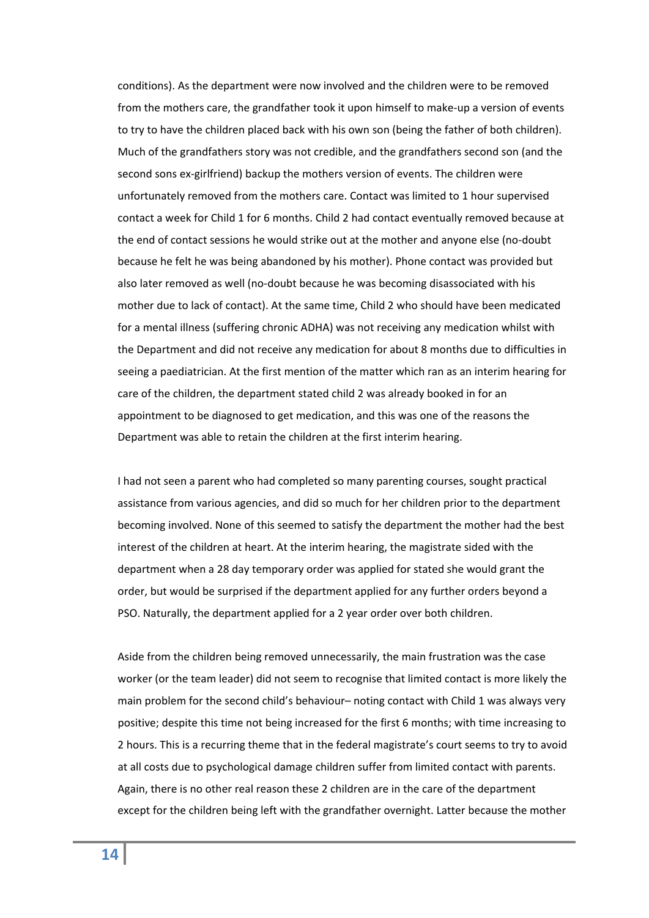conditions). As the department were now involved and the children were to be removed from the mothers care, the grandfather took it upon himself to make-up a version of events to try to have the children placed back with his own son (being the father of both children). Much of the grandfathers story was not credible, and the grandfathers second son (and the second sons ex-girlfriend) backup the mothers version of events. The children were unfortunately removed from the mothers care. Contact was limited to 1 hour supervised contact a week for Child 1 for 6 months. Child 2 had contact eventually removed because at the end of contact sessions he would strike out at the mother and anyone else (no-doubt because he felt he was being abandoned by his mother). Phone contact was provided but also later removed as well (no-doubt because he was becoming disassociated with his mother due to lack of contact). At the same time, Child 2 who should have been medicated for a mental illness (suffering chronic ADHA) was not receiving any medication whilst with the Department and did not receive any medication for about 8 months due to difficulties in seeing a paediatrician. At the first mention of the matter which ran as an interim hearing for care of the children, the department stated child 2 was already booked in for an appointment to be diagnosed to get medication, and this was one of the reasons the Department was able to retain the children at the first interim hearing.

I had not seen a parent who had completed so many parenting courses, sought practical assistance from various agencies, and did so much for her children prior to the department becoming involved. None of this seemed to satisfy the department the mother had the best interest of the children at heart. At the interim hearing, the magistrate sided with the department when a 28 day temporary order was applied for stated she would grant the order, but would be surprised if the department applied for any further orders beyond a PSO. Naturally, the department applied for a 2 year order over both children.

Aside from the children being removed unnecessarily, the main frustration was the case worker (or the team leader) did not seem to recognise that limited contact is more likely the main problem for the second child's behaviour– noting contact with Child 1 was always very positive; despite this time not being increased for the first 6 months; with time increasing to 2 hours. This is a recurring theme that in the federal magistrate's court seems to try to avoid at all costs due to psychological damage children suffer from limited contact with parents. Again, there is no other real reason these 2 children are in the care of the department except for the children being left with the grandfather overnight. Latter because the mother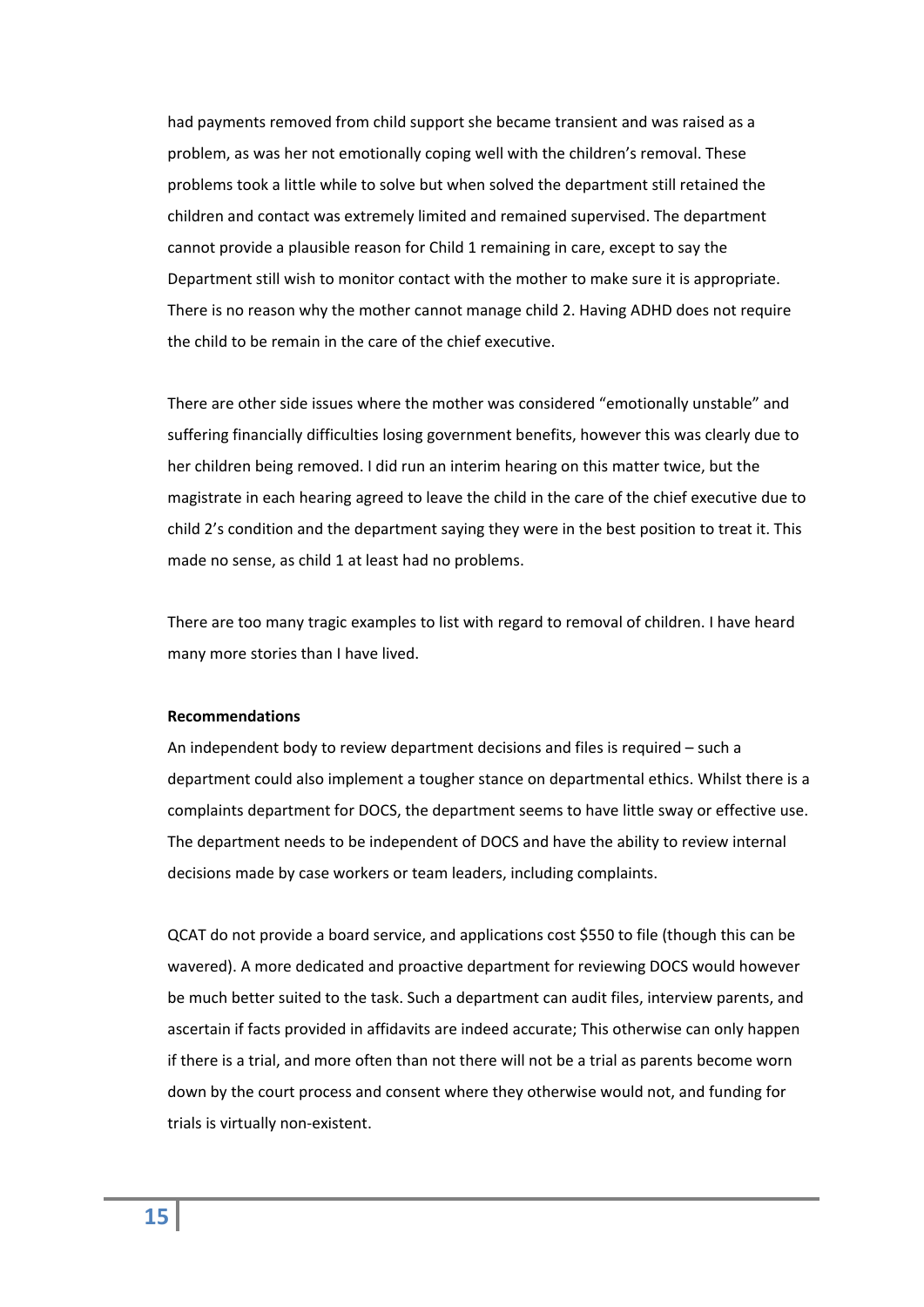had payments removed from child support she became transient and was raised as a problem, as was her not emotionally coping well with the children's removal. These problems took a little while to solve but when solved the department still retained the children and contact was extremely limited and remained supervised. The department cannot provide a plausible reason for Child 1 remaining in care, except to say the Department still wish to monitor contact with the mother to make sure it is appropriate. There is no reason why the mother cannot manage child 2. Having ADHD does not require the child to be remain in the care of the chief executive.

There are other side issues where the mother was considered "emotionally unstable" and suffering financially difficulties losing government benefits, however this was clearly due to her children being removed. I did run an interim hearing on this matter twice, but the magistrate in each hearing agreed to leave the child in the care of the chief executive due to child 2's condition and the department saying they were in the best position to treat it. This made no sense, as child 1 at least had no problems.

There are too many tragic examples to list with regard to removal of children. I have heard many more stories than I have lived.

**Recommendations**

An independent body to review department decisions and files is required – such a department could also implement a tougher stance on departmental ethics. Whilst there is a complaints department for DOCS, the department seems to have little sway or effective use. The department needs to be independent of DOCS and have the ability to review internal decisions made by case workers or team leaders, including complaints.

QCAT do not provide a board service, and applications cost $550 to file (though this can be wavered). A more dedicated and proactive department for reviewing DOCS would however be much better suited to the task. Such a department can audit files, interview parents, and ascertain if facts provided in affidavits are indeed accurate; This otherwise can only happen if there is a trial, and more often than not there will not be a trial as parents become worn down by the court process and consent where they otherwise would not, and funding for trials is virtually non-existent.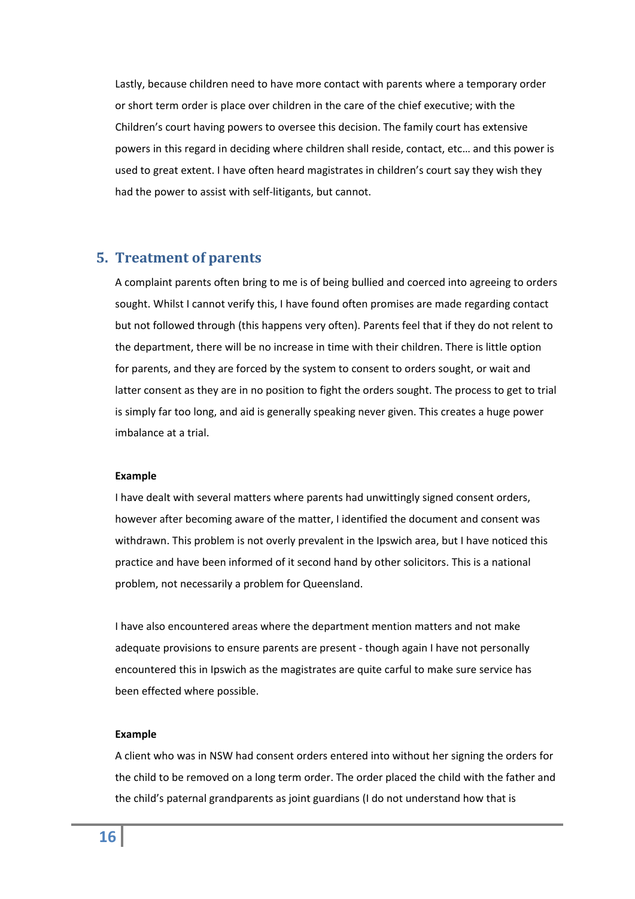Lastly, because children need to have more contact with parents where a temporary order or short term order is place over children in the care of the chief executive; with the Children's court having powers to oversee this decision. The family court has extensive powers in this regard in deciding where children shall reside, contact, etc… and this power is used to great extent. I have often heard magistrates in children's court say they wish they had the power to assist with self-litigants, but cannot.

## 5. Treatment of parents

A complaint parents often bring to me is of being bullied and coerced into agreeing to orders sought. Whilst I cannot verify this, I have found often promises are made regarding contact but not followed through (this happens very often). Parents feel that if they do not relent to the department, there will be no increase in time with their children. There is little option for parents, and they are forced by the system to consent to orders sought, or wait and latter consent as they are in no position to fight the orders sought. The process to get to trial is simply far too long, and aid is generally speaking never given. This creates a huge power imbalance at a trial.

**Example**

I have dealt with several matters where parents had unwittingly signed consent orders, however after becoming aware of the matter, I identified the document and consent was withdrawn. This problem is not overly prevalent in the Ipswich area, but I have noticed this practice and have been informed of it second hand by other solicitors. This is a national problem, not necessarily a problem for Queensland.

I have also encountered areas where the department mention matters and not make adequate provisions to ensure parents are present - though again I have not personally encountered this in Ipswich as the magistrates are quite carful to make sure service has been effected where possible.

**Example**

A client who was in NSW had consent orders entered into without her signing the orders for the child to be removed on a long term order. The order placed the child with the father and the child's paternal grandparents as joint guardians (I do not understand how that is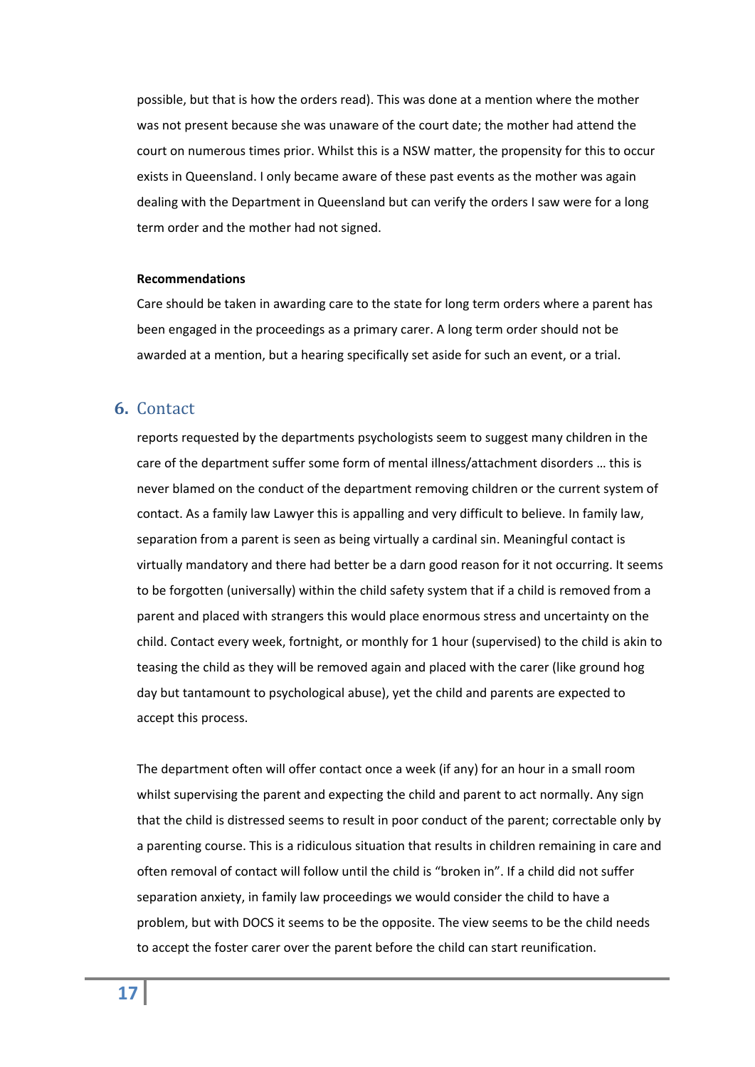possible, but that is how the orders read). This was done at a mention where the mother was not present because she was unaware of the court date; the mother had attend the court on numerous times prior. Whilst this is a NSW matter, the propensity for this to occur exists in Queensland. I only became aware of these past events as the mother was again dealing with the Department in Queensland but can verify the orders I saw were for a long term order and the mother had not signed.

**Recommendations**

Care should be taken in awarding care to the state for long term orders where a parent has been engaged in the proceedings as a primary carer. A long term order should not be awarded at a mention, but a hearing specifically set aside for such an event, or a trial.

## 6. Contact

reports requested by the departments psychologists seem to suggest many children in the care of the department suffer some form of mental illness/attachment disorders … this is never blamed on the conduct of the department removing children or the current system of contact. As a family law Lawyer this is appalling and very difficult to believe. In family law, separation from a parent is seen as being virtually a cardinal sin. Meaningful contact is virtually mandatory and there had better be a darn good reason for it not occurring. It seems to be forgotten (universally) within the child safety system that if a child is removed from a parent and placed with strangers this would place enormous stress and uncertainty on the child. Contact every week, fortnight, or monthly for 1 hour (supervised) to the child is akin to teasing the child as they will be removed again and placed with the carer (like ground hog day but tantamount to psychological abuse), yet the child and parents are expected to accept this process.

The department often will offer contact once a week (if any) for an hour in a small room whilst supervising the parent and expecting the child and parent to act normally. Any sign that the child is distressed seems to result in poor conduct of the parent; correctable only by a parenting course. This is a ridiculous situation that results in children remaining in care and often removal of contact will follow until the child is "broken in". If a child did not suffer separation anxiety, in family law proceedings we would consider the child to have a problem, but with DOCS it seems to be the opposite. The view seems to be the child needs to accept the foster carer over the parent before the child can start reunification.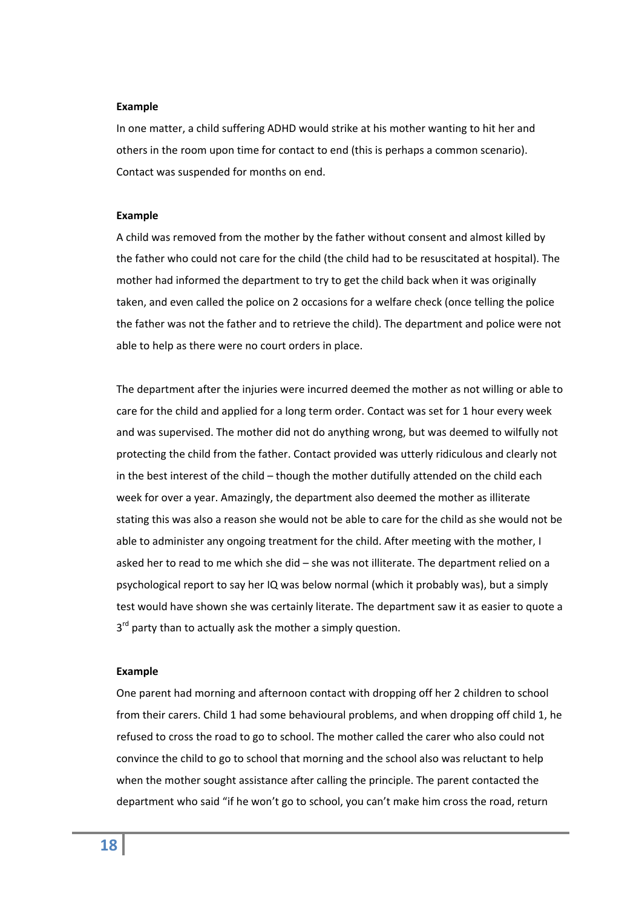**Example**

In one matter, a child suffering ADHD would strike at his mother wanting to hit her and others in the room upon time for contact to end (this is perhaps a common scenario). Contact was suspended for months on end.

**Example**

A child was removed from the mother by the father without consent and almost killed by the father who could not care for the child (the child had to be resuscitated at hospital). The mother had informed the department to try to get the child back when it was originally taken, and even called the police on 2 occasions for a welfare check (once telling the police the father was not the father and to retrieve the child). The department and police were not able to help as there were no court orders in place.

The department after the injuries were incurred deemed the mother as not willing or able to care for the child and applied for a long term order. Contact was set for 1 hour every week and was supervised. The mother did not do anything wrong, but was deemed to wilfully not protecting the child from the father. Contact provided was utterly ridiculous and clearly not in the best interest of the child – though the mother dutifully attended on the child each week for over a year. Amazingly, the department also deemed the mother as illiterate stating this was also a reason she would not be able to care for the child as she would not be able to administer any ongoing treatment for the child. After meeting with the mother, I asked her to read to me which she did – she was not illiterate. The department relied on a psychological report to say her IQ was below normal (which it probably was), but a simply test would have shown she was certainly literate. The department saw it as easier to quote a 3rd party than to actually ask the mother a simply question.

**Example**

One parent had morning and afternoon contact with dropping off her 2 children to school from their carers. Child 1 had some behavioural problems, and when dropping off child 1, he refused to cross the road to go to school. The mother called the carer who also could not convince the child to go to school that morning and the school also was reluctant to help when the mother sought assistance after calling the principle. The parent contacted the department who said "if he won't go to school, you can't make him cross the road, return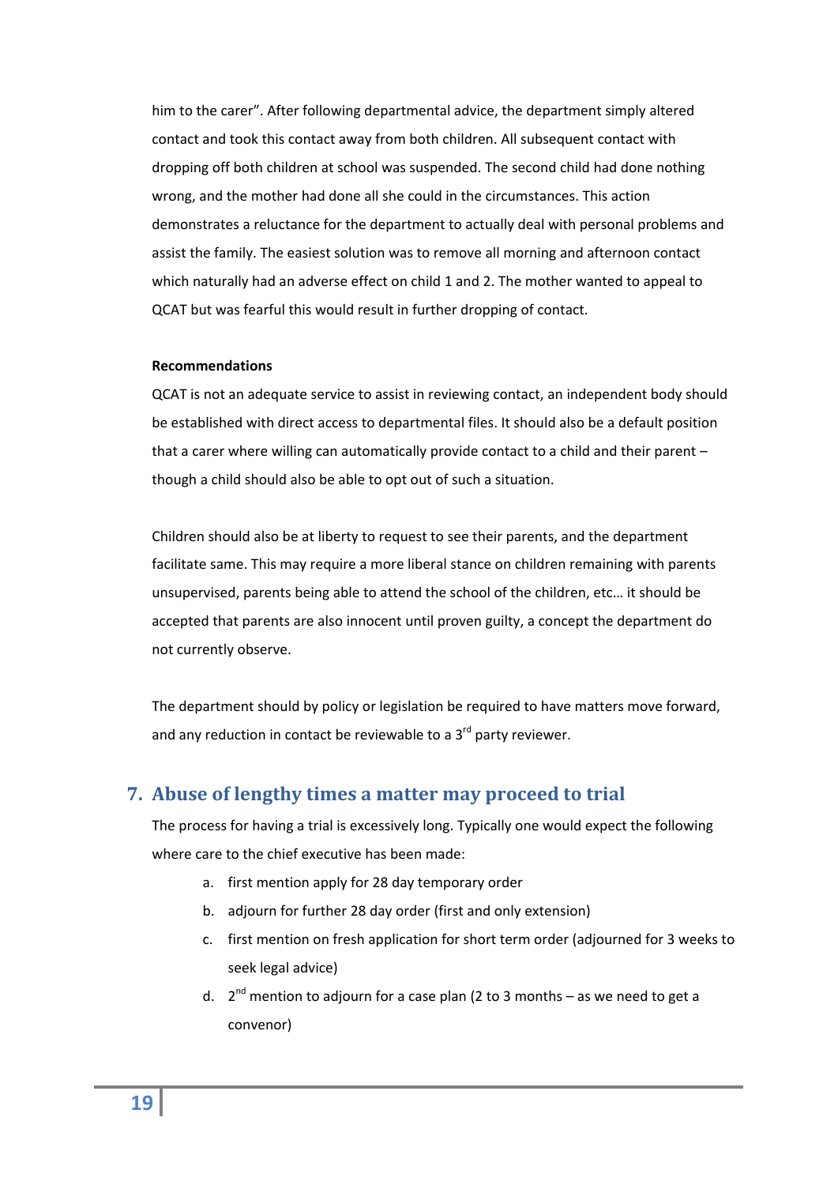him to the carer". After following departmental advice, the department simply altered contact and took this contact away from both children. All subsequent contact with dropping off both children at school was suspended. The second child had done nothing wrong, and the mother had done all she could in the circumstances. This action demonstrates a reluctance for the department to actually deal with personal problems and assist the family. The easiest solution was to remove all morning and afternoon contact which naturally had an adverse effect on child 1 and 2. The mother wanted to appeal to QCAT but was fearful this would result in further dropping of contact.

**Recommendations**

QCAT is not an adequate service to assist in reviewing contact, an independent body should be established with direct access to departmental files. It should also be a default position that a carer where willing can automatically provide contact to a child and their parent – though a child should also be able to opt out of such a situation.

Children should also be at liberty to request to see their parents, and the department facilitate same. This may require a more liberal stance on children remaining with parents unsupervised, parents being able to attend the school of the children, etc… it should be accepted that parents are also innocent until proven guilty, a concept the department do not currently observe.

The department should by policy or legislation be required to have matters move forward, and any reduction in contact be reviewable to a 3rd party reviewer.

## 7. Abuse of lengthy times a matter may proceed to trial

The process for having a trial is excessively long. Typically one would expect the following where care to the chief executive has been made:

a. first mention apply for 28 day temporary order
b. adjourn for further 28 day order (first and only extension)
c. first mention on fresh application for short term order (adjourned for 3 weeks to seek legal advice)
d. 2nd mention to adjourn for a case plan (2 to 3 months – as we need to get a convenor)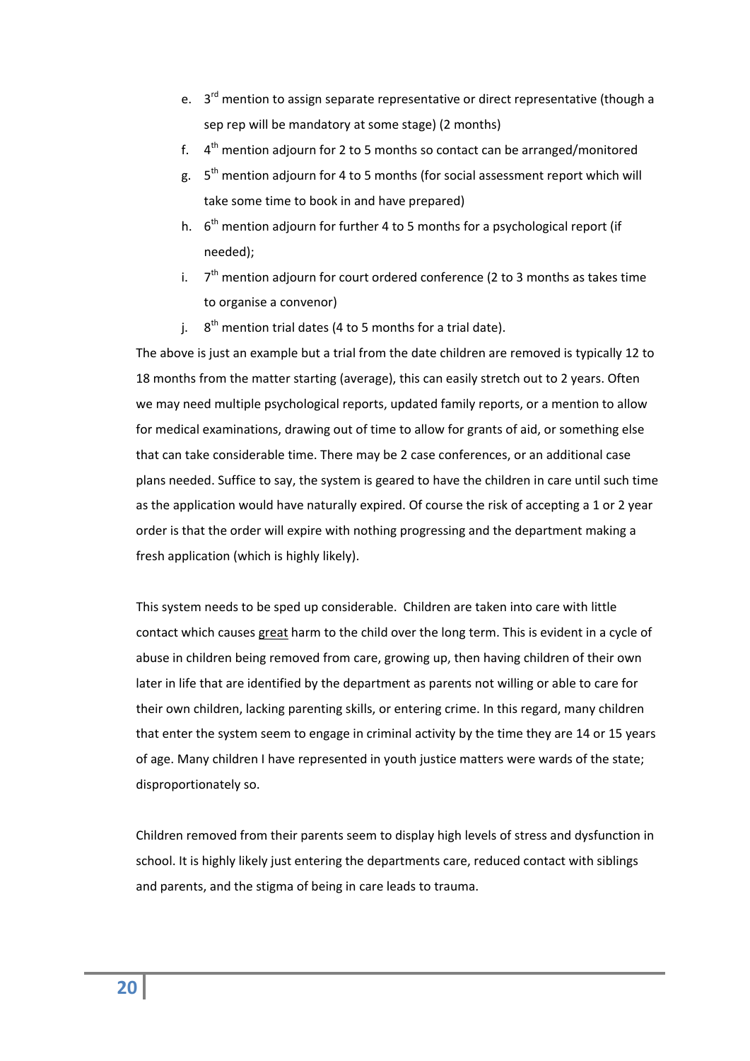e. 3rd mention to assign separate representative or direct representative (though a sep rep will be mandatory at some stage) (2 months)

f. 4th mention adjourn for 2 to 5 months so contact can be arranged/monitored

g. 5th mention adjourn for 4 to 5 months (for social assessment report which will take some time to book in and have prepared)

h. 6th mention adjourn for further 4 to 5 months for a psychological report (if needed);

i. 7th mention adjourn for court ordered conference (2 to 3 months as takes time to organise a convenor)

j. 8th mention trial dates (4 to 5 months for a trial date).

The above is just an example but a trial from the date children are removed is typically 12 to 18 months from the matter starting (average), this can easily stretch out to 2 years. Often we may need multiple psychological reports, updated family reports, or a mention to allow for medical examinations, drawing out of time to allow for grants of aid, or something else that can take considerable time. There may be 2 case conferences, or an additional case plans needed. Suffice to say, the system is geared to have the children in care until such time as the application would have naturally expired. Of course the risk of accepting a 1 or 2 year order is that the order will expire with nothing progressing and the department making a fresh application (which is highly likely).

This system needs to be sped up considerable. Children are taken into care with little contact which causes <u>great</u> harm to the child over the long term. This is evident in a cycle of abuse in children being removed from care, growing up, then having children of their own later in life that are identified by the department as parents not willing or able to care for their own children, lacking parenting skills, or entering crime. In this regard, many children that enter the system seem to engage in criminal activity by the time they are 14 or 15 years of age. Many children I have represented in youth justice matters were wards of the state; disproportionately so.

Children removed from their parents seem to display high levels of stress and dysfunction in school. It is highly likely just entering the departments care, reduced contact with siblings and parents, and the stigma of being in care leads to trauma.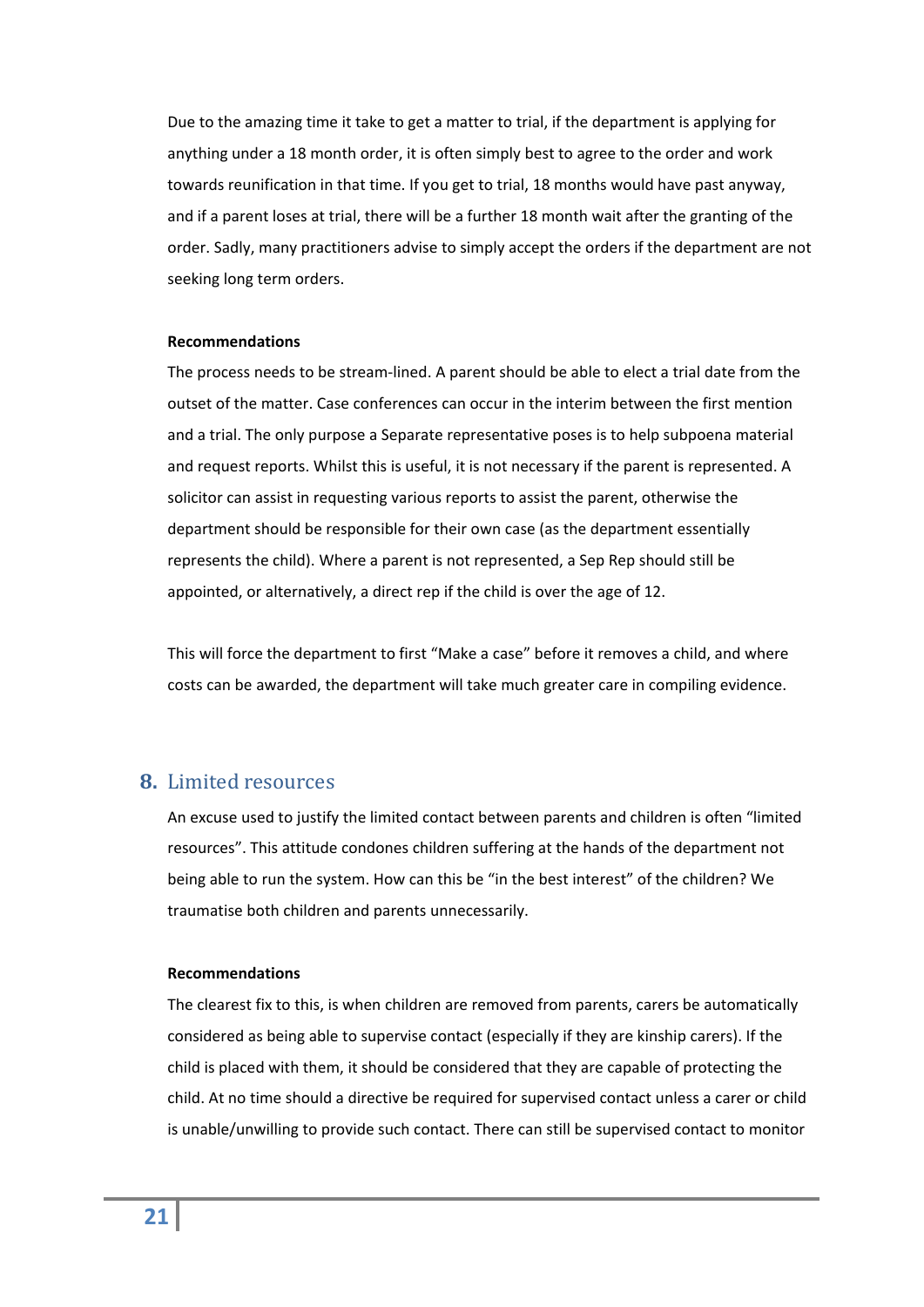Due to the amazing time it take to get a matter to trial, if the department is applying for anything under a 18 month order, it is often simply best to agree to the order and work towards reunification in that time. If you get to trial, 18 months would have past anyway, and if a parent loses at trial, there will be a further 18 month wait after the granting of the order. Sadly, many practitioners advise to simply accept the orders if the department are not seeking long term orders.

**Recommendations**

The process needs to be stream-lined. A parent should be able to elect a trial date from the outset of the matter. Case conferences can occur in the interim between the first mention and a trial. The only purpose a Separate representative poses is to help subpoena material and request reports. Whilst this is useful, it is not necessary if the parent is represented. A solicitor can assist in requesting various reports to assist the parent, otherwise the department should be responsible for their own case (as the department essentially represents the child). Where a parent is not represented, a Sep Rep should still be appointed, or alternatively, a direct rep if the child is over the age of 12.

This will force the department to first "Make a case" before it removes a child, and where costs can be awarded, the department will take much greater care in compiling evidence.

## 8. Limited resources

An excuse used to justify the limited contact between parents and children is often "limited resources". This attitude condones children suffering at the hands of the department not being able to run the system. How can this be "in the best interest" of the children? We traumatise both children and parents unnecessarily.

**Recommendations**

The clearest fix to this, is when children are removed from parents, carers be automatically considered as being able to supervise contact (especially if they are kinship carers). If the child is placed with them, it should be considered that they are capable of protecting the child. At no time should a directive be required for supervised contact unless a carer or child is unable/unwilling to provide such contact. There can still be supervised contact to monitor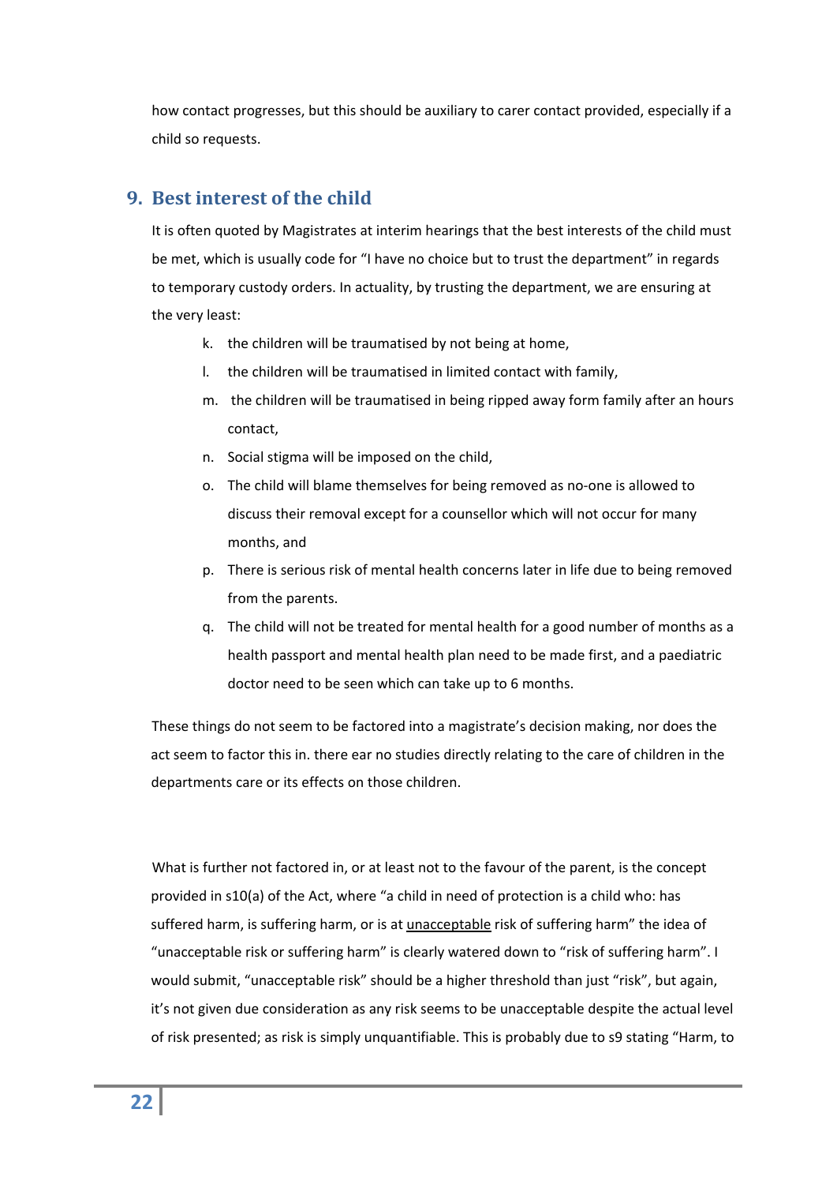how contact progresses, but this should be auxiliary to carer contact provided, especially if a child so requests.

## 9. Best interest of the child

It is often quoted by Magistrates at interim hearings that the best interests of the child must be met, which is usually code for "I have no choice but to trust the department" in regards to temporary custody orders. In actuality, by trusting the department, we are ensuring at the very least:

k. the children will be traumatised by not being at home,

l. the children will be traumatised in limited contact with family,

m. the children will be traumatised in being ripped away form family after an hours contact,

n. Social stigma will be imposed on the child,

o. The child will blame themselves for being removed as no-one is allowed to discuss their removal except for a counsellor which will not occur for many months, and

p. There is serious risk of mental health concerns later in life due to being removed from the parents.

q. The child will not be treated for mental health for a good number of months as a health passport and mental health plan need to be made first, and a paediatric doctor need to be seen which can take up to 6 months.

These things do not seem to be factored into a magistrate's decision making, nor does the act seem to factor this in. there ear no studies directly relating to the care of children in the departments care or its effects on those children.

What is further not factored in, or at least not to the favour of the parent, is the concept provided in s10(a) of the Act, where "a child in need of protection is a child who: has suffered harm, is suffering harm, or is at <u>unacceptable</u> risk of suffering harm" the idea of "unacceptable risk or suffering harm" is clearly watered down to "risk of suffering harm". I would submit, "unacceptable risk" should be a higher threshold than just "risk", but again, it's not given due consideration as any risk seems to be unacceptable despite the actual level of risk presented; as risk is simply unquantifiable. This is probably due to s9 stating "Harm, to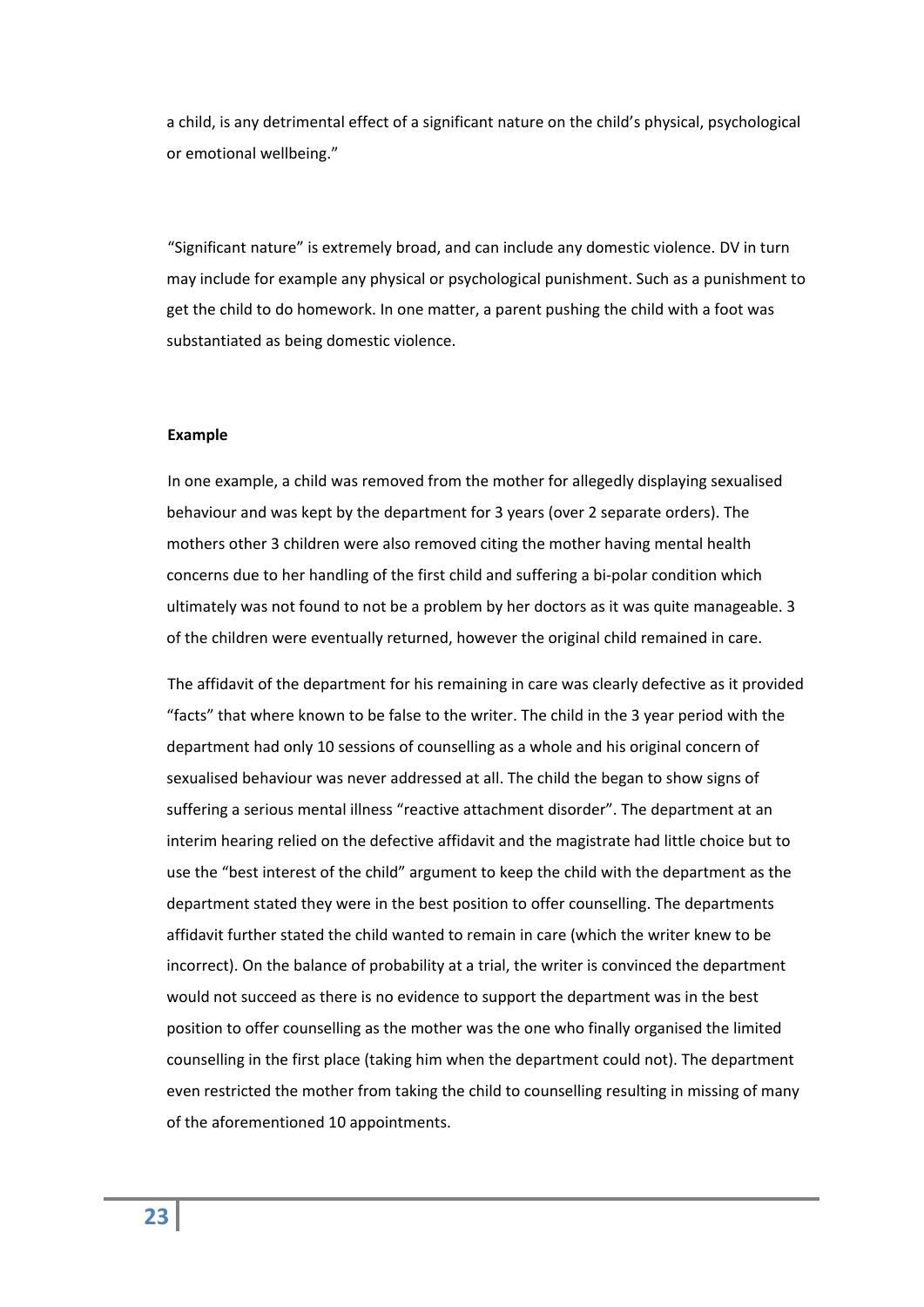a child, is any detrimental effect of a significant nature on the child's physical, psychological or emotional wellbeing."

"Significant nature" is extremely broad, and can include any domestic violence. DV in turn may include for example any physical or psychological punishment. Such as a punishment to get the child to do homework. In one matter, a parent pushing the child with a foot was substantiated as being domestic violence.

**Example**

In one example, a child was removed from the mother for allegedly displaying sexualised behaviour and was kept by the department for 3 years (over 2 separate orders). The mothers other 3 children were also removed citing the mother having mental health concerns due to her handling of the first child and suffering a bi-polar condition which ultimately was not found to not be a problem by her doctors as it was quite manageable. 3 of the children were eventually returned, however the original child remained in care.

The affidavit of the department for his remaining in care was clearly defective as it provided "facts" that where known to be false to the writer. The child in the 3 year period with the department had only 10 sessions of counselling as a whole and his original concern of sexualised behaviour was never addressed at all. The child the began to show signs of suffering a serious mental illness "reactive attachment disorder". The department at an interim hearing relied on the defective affidavit and the magistrate had little choice but to use the "best interest of the child" argument to keep the child with the department as the department stated they were in the best position to offer counselling. The departments affidavit further stated the child wanted to remain in care (which the writer knew to be incorrect). On the balance of probability at a trial, the writer is convinced the department would not succeed as there is no evidence to support the department was in the best position to offer counselling as the mother was the one who finally organised the limited counselling in the first place (taking him when the department could not). The department even restricted the mother from taking the child to counselling resulting in missing of many of the aforementioned 10 appointments.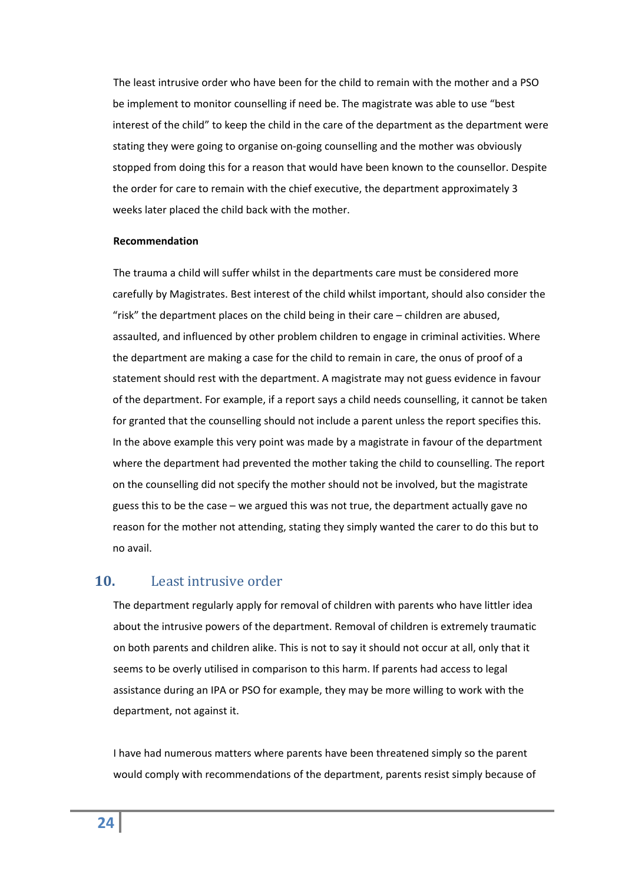The least intrusive order who have been for the child to remain with the mother and a PSO be implement to monitor counselling if need be. The magistrate was able to use "best interest of the child" to keep the child in the care of the department as the department were stating they were going to organise on-going counselling and the mother was obviously stopped from doing this for a reason that would have been known to the counsellor. Despite the order for care to remain with the chief executive, the department approximately 3 weeks later placed the child back with the mother.

**Recommendation**

The trauma a child will suffer whilst in the departments care must be considered more carefully by Magistrates. Best interest of the child whilst important, should also consider the "risk" the department places on the child being in their care – children are abused, assaulted, and influenced by other problem children to engage in criminal activities. Where the department are making a case for the child to remain in care, the onus of proof of a statement should rest with the department. A magistrate may not guess evidence in favour of the department. For example, if a report says a child needs counselling, it cannot be taken for granted that the counselling should not include a parent unless the report specifies this. In the above example this very point was made by a magistrate in favour of the department where the department had prevented the mother taking the child to counselling. The report on the counselling did not specify the mother should not be involved, but the magistrate guess this to be the case – we argued this was not true, the department actually gave no reason for the mother not attending, stating they simply wanted the carer to do this but to no avail.

## 10. Least intrusive order

The department regularly apply for removal of children with parents who have littler idea about the intrusive powers of the department. Removal of children is extremely traumatic on both parents and children alike. This is not to say it should not occur at all, only that it seems to be overly utilised in comparison to this harm. If parents had access to legal assistance during an IPA or PSO for example, they may be more willing to work with the department, not against it.

I have had numerous matters where parents have been threatened simply so the parent would comply with recommendations of the department, parents resist simply because of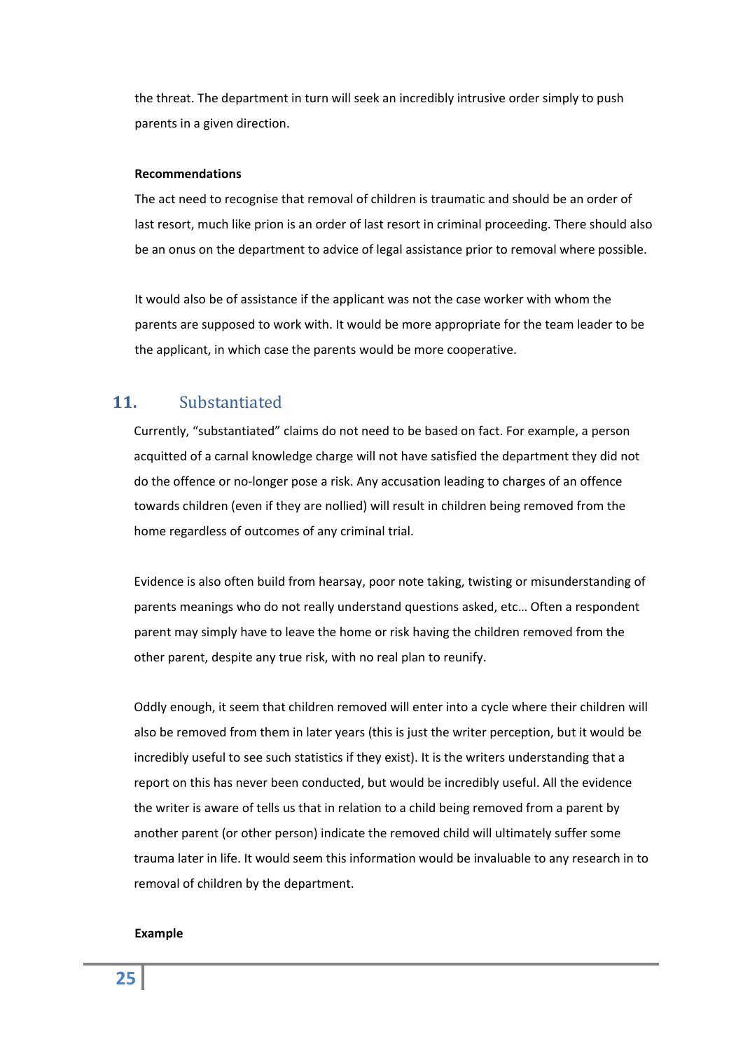the threat. The department in turn will seek an incredibly intrusive order simply to push parents in a given direction.

**Recommendations**

The act need to recognise that removal of children is traumatic and should be an order of last resort, much like prion is an order of last resort in criminal proceeding. There should also be an onus on the department to advice of legal assistance prior to removal where possible.

It would also be of assistance if the applicant was not the case worker with whom the parents are supposed to work with. It would be more appropriate for the team leader to be the applicant, in which case the parents would be more cooperative.

## 11. Substantiated

Currently, "substantiated" claims do not need to be based on fact. For example, a person acquitted of a carnal knowledge charge will not have satisfied the department they did not do the offence or no-longer pose a risk. Any accusation leading to charges of an offence towards children (even if they are nollied) will result in children being removed from the home regardless of outcomes of any criminal trial.

Evidence is also often build from hearsay, poor note taking, twisting or misunderstanding of parents meanings who do not really understand questions asked, etc… Often a respondent parent may simply have to leave the home or risk having the children removed from the other parent, despite any true risk, with no real plan to reunify.

Oddly enough, it seem that children removed will enter into a cycle where their children will also be removed from them in later years (this is just the writer perception, but it would be incredibly useful to see such statistics if they exist). It is the writers understanding that a report on this has never been conducted, but would be incredibly useful. All the evidence the writer is aware of tells us that in relation to a child being removed from a parent by another parent (or other person) indicate the removed child will ultimately suffer some trauma later in life. It would seem this information would be invaluable to any research in to removal of children by the department.

**Example**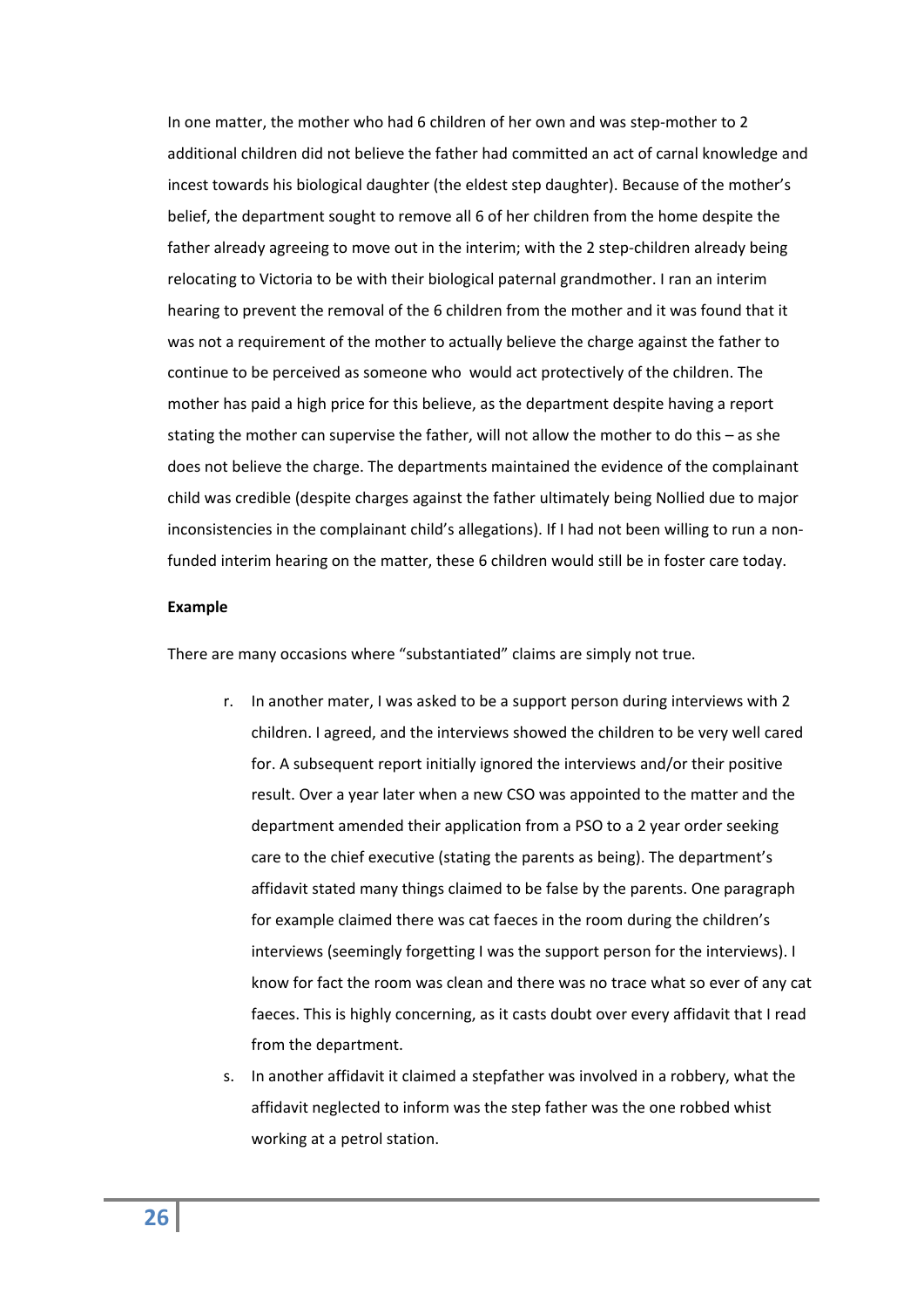In one matter, the mother who had 6 children of her own and was step-mother to 2 additional children did not believe the father had committed an act of carnal knowledge and incest towards his biological daughter (the eldest step daughter). Because of the mother's belief, the department sought to remove all 6 of her children from the home despite the father already agreeing to move out in the interim; with the 2 step-children already being relocating to Victoria to be with their biological paternal grandmother. I ran an interim hearing to prevent the removal of the 6 children from the mother and it was found that it was not a requirement of the mother to actually believe the charge against the father to continue to be perceived as someone who would act protectively of the children. The mother has paid a high price for this believe, as the department despite having a report stating the mother can supervise the father, will not allow the mother to do this – as she does not believe the charge. The departments maintained the evidence of the complainant child was credible (despite charges against the father ultimately being Nollied due to major inconsistencies in the complainant child's allegations). If I had not been willing to run a non-funded interim hearing on the matter, these 6 children would still be in foster care today.

**Example**

There are many occasions where "substantiated" claims are simply not true.

r. In another mater, I was asked to be a support person during interviews with 2 children. I agreed, and the interviews showed the children to be very well cared for. A subsequent report initially ignored the interviews and/or their positive result. Over a year later when a new CSO was appointed to the matter and the department amended their application from a PSO to a 2 year order seeking care to the chief executive (stating the parents as being). The department's affidavit stated many things claimed to be false by the parents. One paragraph for example claimed there was cat faeces in the room during the children's interviews (seemingly forgetting I was the support person for the interviews). I know for fact the room was clean and there was no trace what so ever of any cat faeces. This is highly concerning, as it casts doubt over every affidavit that I read from the department.

s. In another affidavit it claimed a stepfather was involved in a robbery, what the affidavit neglected to inform was the step father was the one robbed whist working at a petrol station.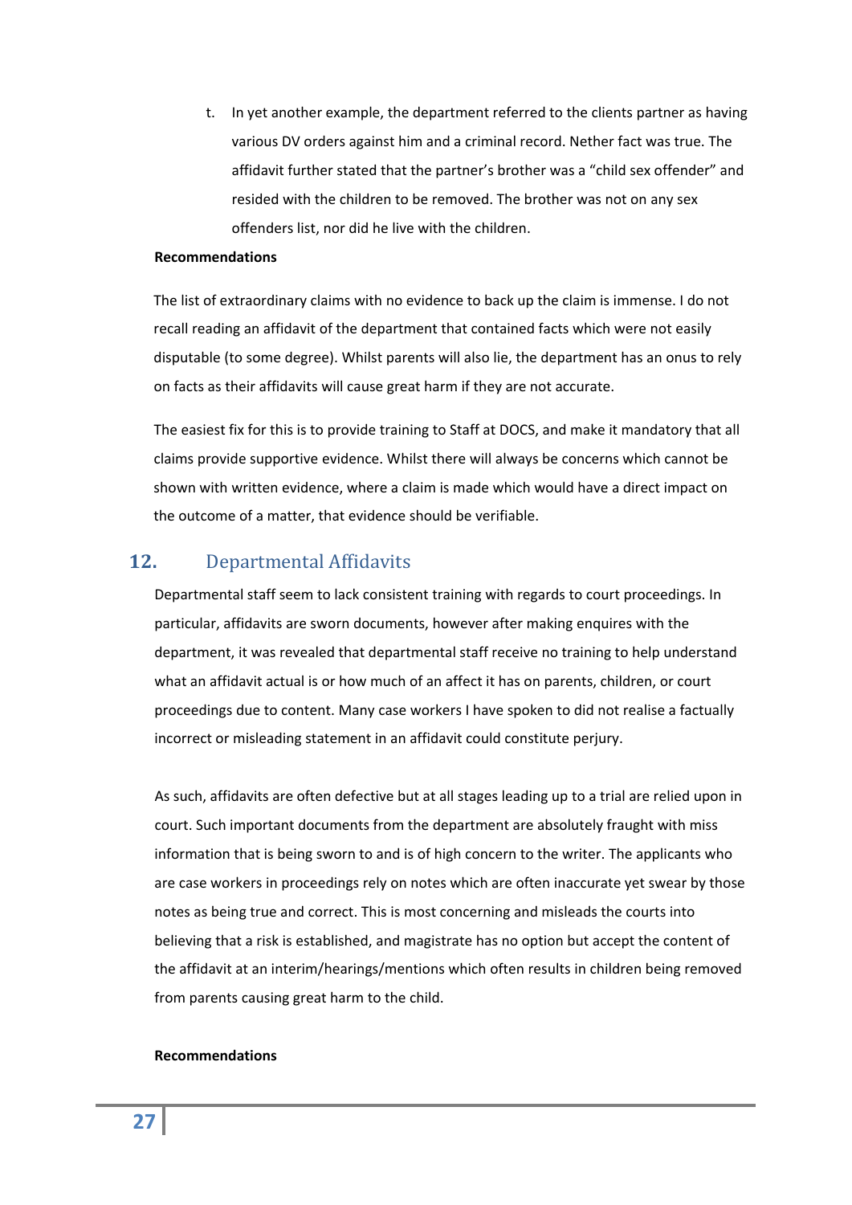t. In yet another example, the department referred to the clients partner as having various DV orders against him and a criminal record. Nether fact was true. The affidavit further stated that the partner's brother was a "child sex offender" and resided with the children to be removed. The brother was not on any sex offenders list, nor did he live with the children.

**Recommendations**

The list of extraordinary claims with no evidence to back up the claim is immense. I do not recall reading an affidavit of the department that contained facts which were not easily disputable (to some degree). Whilst parents will also lie, the department has an onus to rely on facts as their affidavits will cause great harm if they are not accurate.

The easiest fix for this is to provide training to Staff at DOCS, and make it mandatory that all claims provide supportive evidence. Whilst there will always be concerns which cannot be shown with written evidence, where a claim is made which would have a direct impact on the outcome of a matter, that evidence should be verifiable.

## 12. Departmental Affidavits

Departmental staff seem to lack consistent training with regards to court proceedings. In particular, affidavits are sworn documents, however after making enquires with the department, it was revealed that departmental staff receive no training to help understand what an affidavit actual is or how much of an affect it has on parents, children, or court proceedings due to content. Many case workers I have spoken to did not realise a factually incorrect or misleading statement in an affidavit could constitute perjury.

As such, affidavits are often defective but at all stages leading up to a trial are relied upon in court. Such important documents from the department are absolutely fraught with miss information that is being sworn to and is of high concern to the writer. The applicants who are case workers in proceedings rely on notes which are often inaccurate yet swear by those notes as being true and correct. This is most concerning and misleads the courts into believing that a risk is established, and magistrate has no option but accept the content of the affidavit at an interim/hearings/mentions which often results in children being removed from parents causing great harm to the child.

**Recommendations**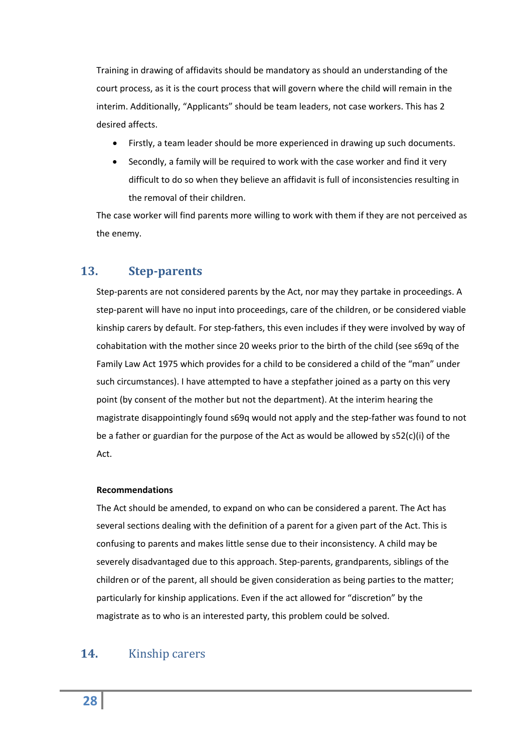Training in drawing of affidavits should be mandatory as should an understanding of the court process, as it is the court process that will govern where the child will remain in the interim. Additionally, "Applicants" should be team leaders, not case workers. This has 2 desired affects.

- Firstly, a team leader should be more experienced in drawing up such documents.
- Secondly, a family will be required to work with the case worker and find it very difficult to do so when they believe an affidavit is full of inconsistencies resulting in the removal of their children.

The case worker will find parents more willing to work with them if they are not perceived as the enemy.

## 13. Step-parents

Step-parents are not considered parents by the Act, nor may they partake in proceedings. A step-parent will have no input into proceedings, care of the children, or be considered viable kinship carers by default. For step-fathers, this even includes if they were involved by way of cohabitation with the mother since 20 weeks prior to the birth of the child (see s69q of the Family Law Act 1975 which provides for a child to be considered a child of the "man" under such circumstances). I have attempted to have a stepfather joined as a party on this very point (by consent of the mother but not the department). At the interim hearing the magistrate disappointingly found s69q would not apply and the step-father was found to not be a father or guardian for the purpose of the Act as would be allowed by s52(c)(i) of the Act.

**Recommendations**

The Act should be amended, to expand on who can be considered a parent. The Act has several sections dealing with the definition of a parent for a given part of the Act. This is confusing to parents and makes little sense due to their inconsistency. A child may be severely disadvantaged due to this approach. Step-parents, grandparents, siblings of the children or of the parent, all should be given consideration as being parties to the matter; particularly for kinship applications. Even if the act allowed for "discretion" by the magistrate as to who is an interested party, this problem could be solved.

## 14. Kinship carers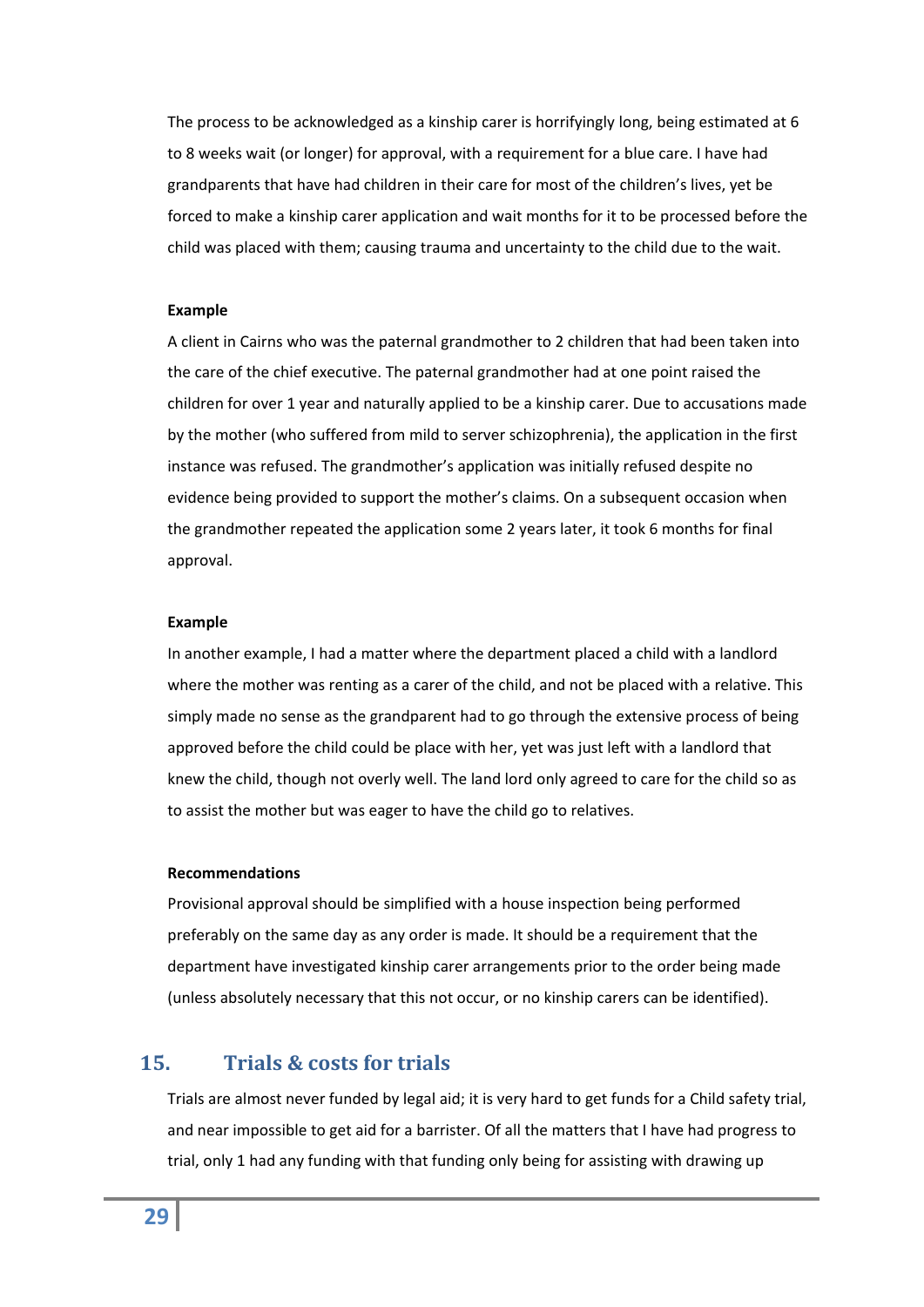The process to be acknowledged as a kinship carer is horrifyingly long, being estimated at 6 to 8 weeks wait (or longer) for approval, with a requirement for a blue care. I have had grandparents that have had children in their care for most of the children's lives, yet be forced to make a kinship carer application and wait months for it to be processed before the child was placed with them; causing trauma and uncertainty to the child due to the wait.

**Example**

A client in Cairns who was the paternal grandmother to 2 children that had been taken into the care of the chief executive. The paternal grandmother had at one point raised the children for over 1 year and naturally applied to be a kinship carer. Due to accusations made by the mother (who suffered from mild to server schizophrenia), the application in the first instance was refused. The grandmother's application was initially refused despite no evidence being provided to support the mother's claims. On a subsequent occasion when the grandmother repeated the application some 2 years later, it took 6 months for final approval.

**Example**

In another example, I had a matter where the department placed a child with a landlord where the mother was renting as a carer of the child, and not be placed with a relative. This simply made no sense as the grandparent had to go through the extensive process of being approved before the child could be place with her, yet was just left with a landlord that knew the child, though not overly well. The land lord only agreed to care for the child so as to assist the mother but was eager to have the child go to relatives.

**Recommendations**

Provisional approval should be simplified with a house inspection being performed preferably on the same day as any order is made. It should be a requirement that the department have investigated kinship carer arrangements prior to the order being made (unless absolutely necessary that this not occur, or no kinship carers can be identified).

## 15. Trials & costs for trials

Trials are almost never funded by legal aid; it is very hard to get funds for a Child safety trial, and near impossible to get aid for a barrister. Of all the matters that I have had progress to trial, only 1 had any funding with that funding only being for assisting with drawing up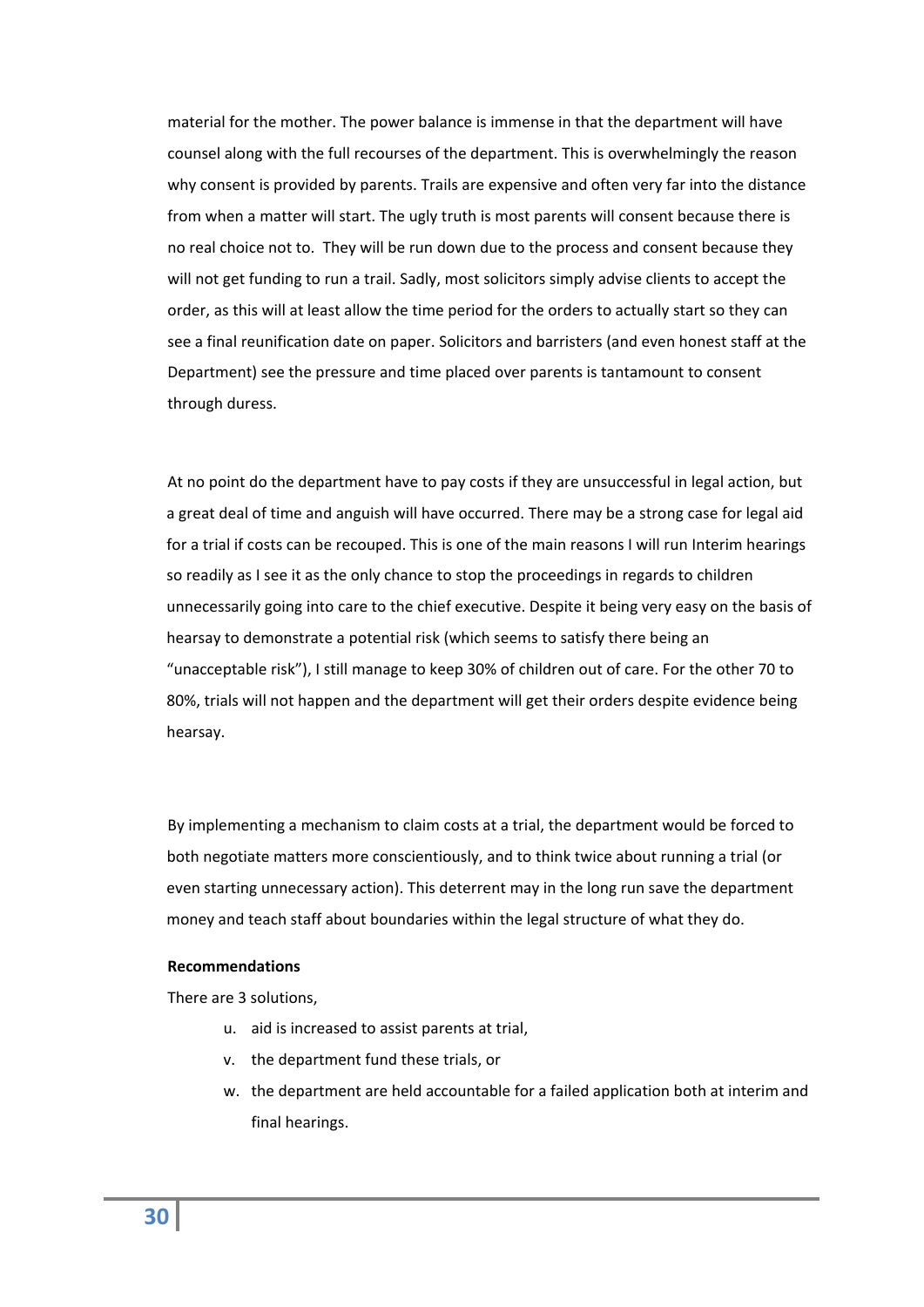material for the mother. The power balance is immense in that the department will have counsel along with the full recourses of the department. This is overwhelmingly the reason why consent is provided by parents. Trails are expensive and often very far into the distance from when a matter will start. The ugly truth is most parents will consent because there is no real choice not to. They will be run down due to the process and consent because they will not get funding to run a trail. Sadly, most solicitors simply advise clients to accept the order, as this will at least allow the time period for the orders to actually start so they can see a final reunification date on paper. Solicitors and barristers (and even honest staff at the Department) see the pressure and time placed over parents is tantamount to consent through duress.

At no point do the department have to pay costs if they are unsuccessful in legal action, but a great deal of time and anguish will have occurred. There may be a strong case for legal aid for a trial if costs can be recouped. This is one of the main reasons I will run Interim hearings so readily as I see it as the only chance to stop the proceedings in regards to children unnecessarily going into care to the chief executive. Despite it being very easy on the basis of hearsay to demonstrate a potential risk (which seems to satisfy there being an "unacceptable risk"), I still manage to keep 30% of children out of care. For the other 70 to 80%, trials will not happen and the department will get their orders despite evidence being hearsay.

By implementing a mechanism to claim costs at a trial, the department would be forced to both negotiate matters more conscientiously, and to think twice about running a trial (or even starting unnecessary action). This deterrent may in the long run save the department money and teach staff about boundaries within the legal structure of what they do.

**Recommendations**

There are 3 solutions,

u. aid is increased to assist parents at trial,
v. the department fund these trials, or
w. the department are held accountable for a failed application both at interim and final hearings.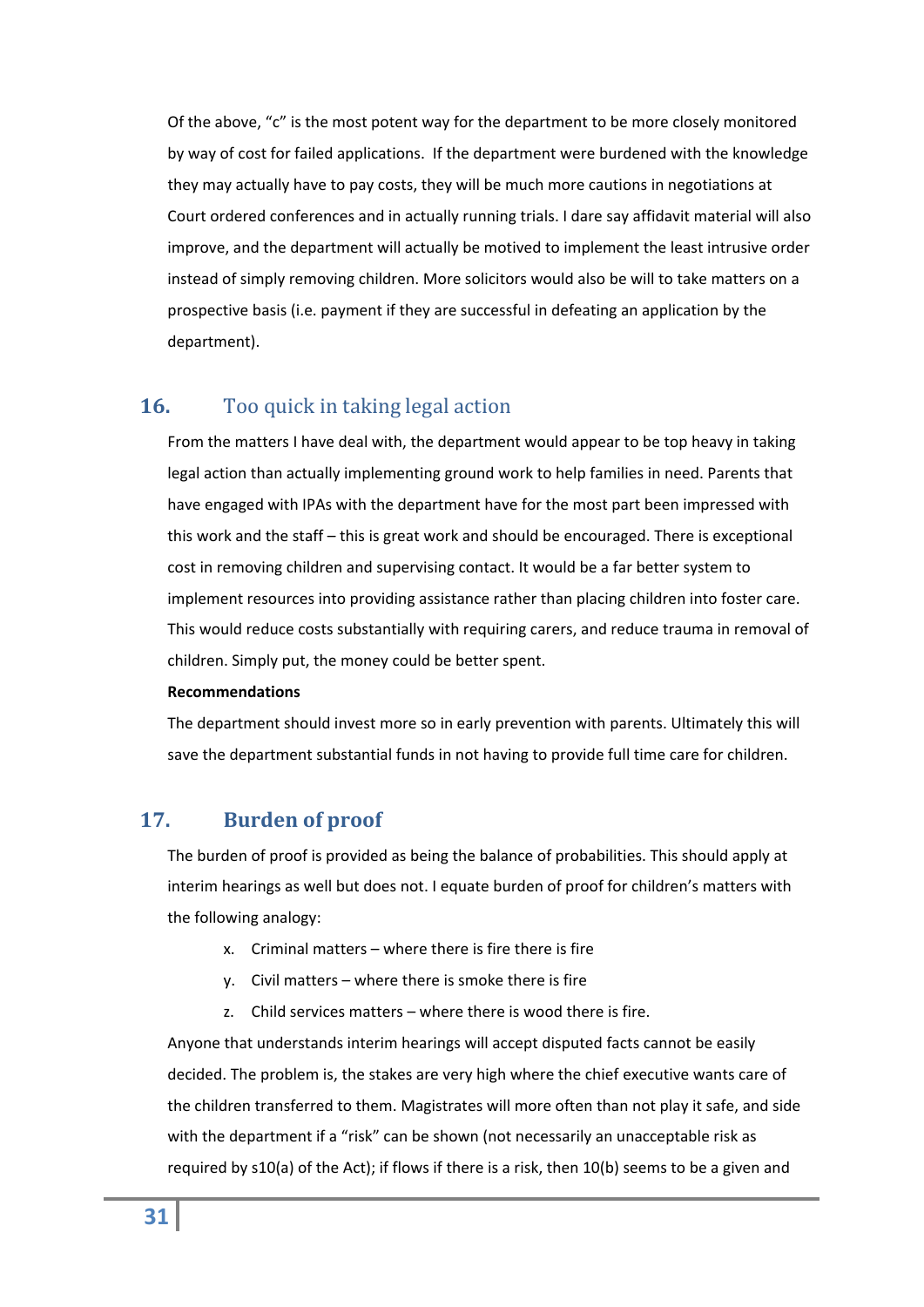Of the above, "c" is the most potent way for the department to be more closely monitored by way of cost for failed applications. If the department were burdened with the knowledge they may actually have to pay costs, they will be much more cautions in negotiations at Court ordered conferences and in actually running trials. I dare say affidavit material will also improve, and the department will actually be motived to implement the least intrusive order instead of simply removing children. More solicitors would also be will to take matters on a prospective basis (i.e. payment if they are successful in defeating an application by the department).

## 16. Too quick in taking legal action

From the matters I have deal with, the department would appear to be top heavy in taking legal action than actually implementing ground work to help families in need. Parents that have engaged with IPAs with the department have for the most part been impressed with this work and the staff – this is great work and should be encouraged. There is exceptional cost in removing children and supervising contact. It would be a far better system to implement resources into providing assistance rather than placing children into foster care. This would reduce costs substantially with requiring carers, and reduce trauma in removal of children. Simply put, the money could be better spent.

**Recommendations**

The department should invest more so in early prevention with parents. Ultimately this will save the department substantial funds in not having to provide full time care for children.

## 17. Burden of proof

The burden of proof is provided as being the balance of probabilities. This should apply at interim hearings as well but does not. I equate burden of proof for children's matters with the following analogy:

x. Criminal matters – where there is fire there is fire

y. Civil matters – where there is smoke there is fire

z. Child services matters – where there is wood there is fire.

Anyone that understands interim hearings will accept disputed facts cannot be easily decided. The problem is, the stakes are very high where the chief executive wants care of the children transferred to them. Magistrates will more often than not play it safe, and side with the department if a "risk" can be shown (not necessarily an unacceptable risk as required by s10(a) of the Act); if flows if there is a risk, then 10(b) seems to be a given and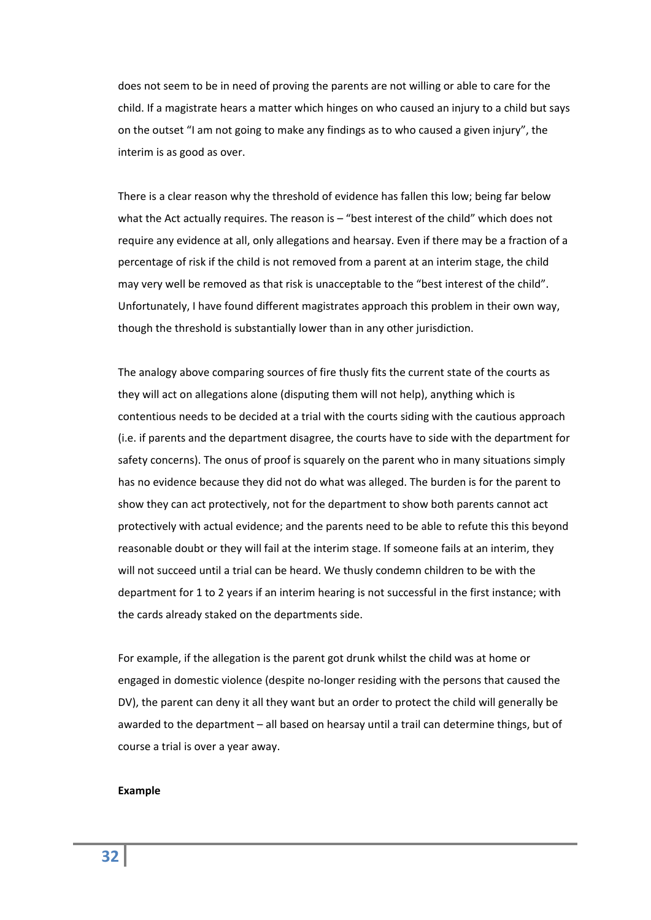does not seem to be in need of proving the parents are not willing or able to care for the child. If a magistrate hears a matter which hinges on who caused an injury to a child but says on the outset "I am not going to make any findings as to who caused a given injury", the interim is as good as over.

There is a clear reason why the threshold of evidence has fallen this low; being far below what the Act actually requires. The reason is – "best interest of the child" which does not require any evidence at all, only allegations and hearsay. Even if there may be a fraction of a percentage of risk if the child is not removed from a parent at an interim stage, the child may very well be removed as that risk is unacceptable to the "best interest of the child". Unfortunately, I have found different magistrates approach this problem in their own way, though the threshold is substantially lower than in any other jurisdiction.

The analogy above comparing sources of fire thusly fits the current state of the courts as they will act on allegations alone (disputing them will not help), anything which is contentious needs to be decided at a trial with the courts siding with the cautious approach (i.e. if parents and the department disagree, the courts have to side with the department for safety concerns). The onus of proof is squarely on the parent who in many situations simply has no evidence because they did not do what was alleged. The burden is for the parent to show they can act protectively, not for the department to show both parents cannot act protectively with actual evidence; and the parents need to be able to refute this this beyond reasonable doubt or they will fail at the interim stage. If someone fails at an interim, they will not succeed until a trial can be heard. We thusly condemn children to be with the department for 1 to 2 years if an interim hearing is not successful in the first instance; with the cards already staked on the departments side.

For example, if the allegation is the parent got drunk whilst the child was at home or engaged in domestic violence (despite no-longer residing with the persons that caused the DV), the parent can deny it all they want but an order to protect the child will generally be awarded to the department – all based on hearsay until a trail can determine things, but of course a trial is over a year away.

**Example**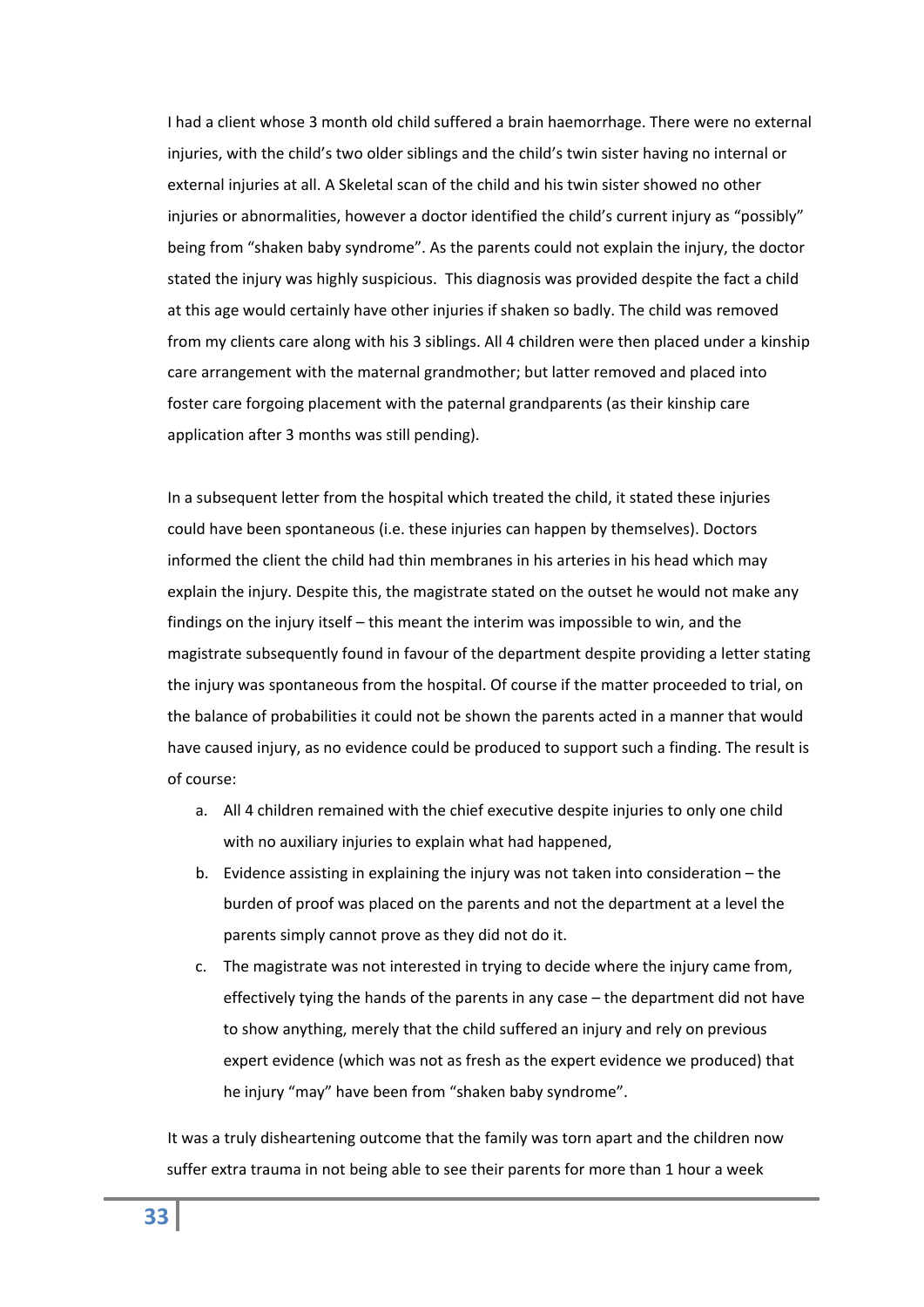I had a client whose 3 month old child suffered a brain haemorrhage. There were no external injuries, with the child's two older siblings and the child's twin sister having no internal or external injuries at all. A Skeletal scan of the child and his twin sister showed no other injuries or abnormalities, however a doctor identified the child's current injury as "possibly" being from "shaken baby syndrome". As the parents could not explain the injury, the doctor stated the injury was highly suspicious. This diagnosis was provided despite the fact a child at this age would certainly have other injuries if shaken so badly. The child was removed from my clients care along with his 3 siblings. All 4 children were then placed under a kinship care arrangement with the maternal grandmother; but latter removed and placed into foster care forgoing placement with the paternal grandparents (as their kinship care application after 3 months was still pending).

In a subsequent letter from the hospital which treated the child, it stated these injuries could have been spontaneous (i.e. these injuries can happen by themselves). Doctors informed the client the child had thin membranes in his arteries in his head which may explain the injury. Despite this, the magistrate stated on the outset he would not make any findings on the injury itself – this meant the interim was impossible to win, and the magistrate subsequently found in favour of the department despite providing a letter stating the injury was spontaneous from the hospital. Of course if the matter proceeded to trial, on the balance of probabilities it could not be shown the parents acted in a manner that would have caused injury, as no evidence could be produced to support such a finding. The result is of course:

a. All 4 children remained with the chief executive despite injuries to only one child with no auxiliary injuries to explain what had happened,
b. Evidence assisting in explaining the injury was not taken into consideration – the burden of proof was placed on the parents and not the department at a level the parents simply cannot prove as they did not do it.
c. The magistrate was not interested in trying to decide where the injury came from, effectively tying the hands of the parents in any case – the department did not have to show anything, merely that the child suffered an injury and rely on previous expert evidence (which was not as fresh as the expert evidence we produced) that he injury "may" have been from "shaken baby syndrome".

It was a truly disheartening outcome that the family was torn apart and the children now suffer extra trauma in not being able to see their parents for more than 1 hour a week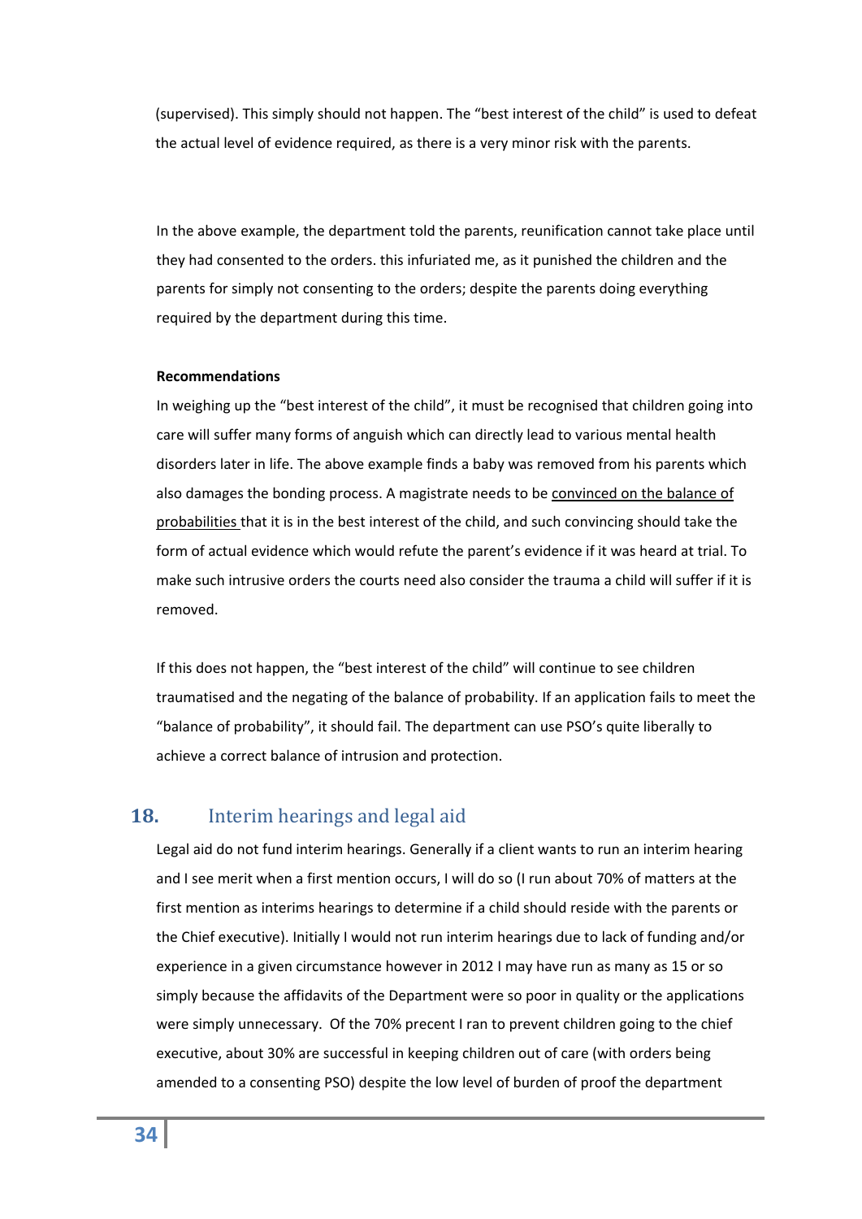(supervised). This simply should not happen. The "best interest of the child" is used to defeat the actual level of evidence required, as there is a very minor risk with the parents.

In the above example, the department told the parents, reunification cannot take place until they had consented to the orders. this infuriated me, as it punished the children and the parents for simply not consenting to the orders; despite the parents doing everything required by the department during this time.

**Recommendations**

In weighing up the "best interest of the child", it must be recognised that children going into care will suffer many forms of anguish which can directly lead to various mental health disorders later in life. The above example finds a baby was removed from his parents which also damages the bonding process. A magistrate needs to be <u>convinced on the balance of probabilities</u> that it is in the best interest of the child, and such convincing should take the form of actual evidence which would refute the parent's evidence if it was heard at trial. To make such intrusive orders the courts need also consider the trauma a child will suffer if it is removed.

If this does not happen, the "best interest of the child" will continue to see children traumatised and the negating of the balance of probability. If an application fails to meet the "balance of probability", it should fail. The department can use PSO's quite liberally to achieve a correct balance of intrusion and protection.

## 18. Interim hearings and legal aid

Legal aid do not fund interim hearings. Generally if a client wants to run an interim hearing and I see merit when a first mention occurs, I will do so (I run about 70% of matters at the first mention as interims hearings to determine if a child should reside with the parents or the Chief executive). Initially I would not run interim hearings due to lack of funding and/or experience in a given circumstance however in 2012 I may have run as many as 15 or so simply because the affidavits of the Department were so poor in quality or the applications were simply unnecessary. Of the 70% precent I ran to prevent children going to the chief executive, about 30% are successful in keeping children out of care (with orders being amended to a consenting PSO) despite the low level of burden of proof the department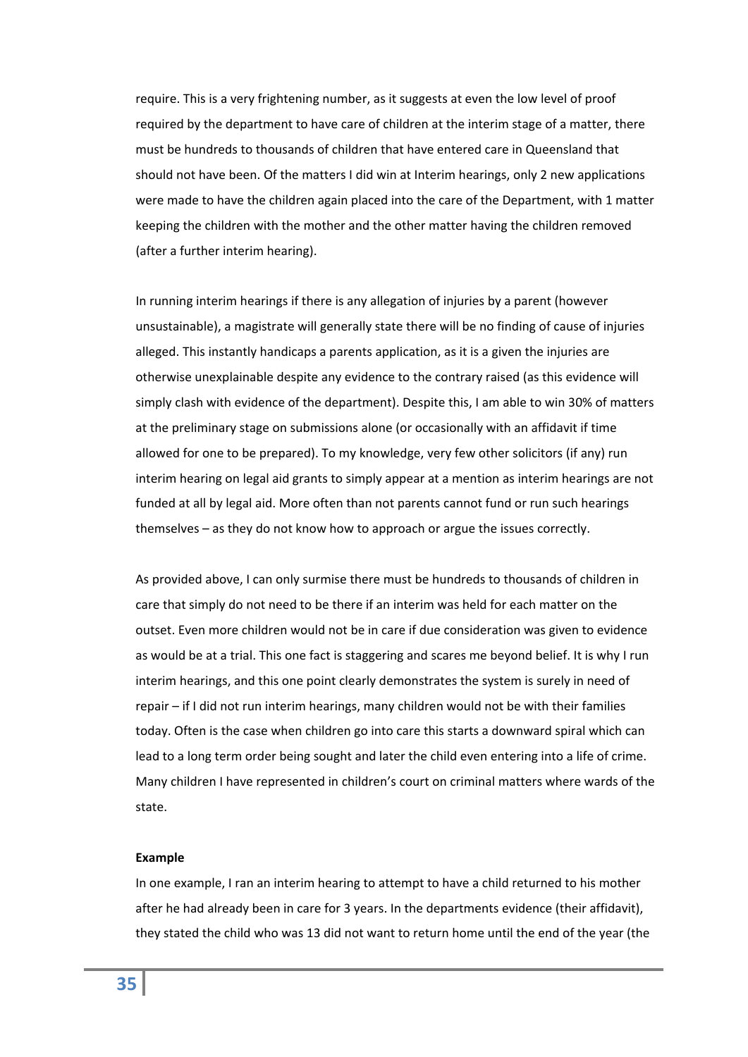require. This is a very frightening number, as it suggests at even the low level of proof required by the department to have care of children at the interim stage of a matter, there must be hundreds to thousands of children that have entered care in Queensland that should not have been. Of the matters I did win at Interim hearings, only 2 new applications were made to have the children again placed into the care of the Department, with 1 matter keeping the children with the mother and the other matter having the children removed (after a further interim hearing).

In running interim hearings if there is any allegation of injuries by a parent (however unsustainable), a magistrate will generally state there will be no finding of cause of injuries alleged. This instantly handicaps a parents application, as it is a given the injuries are otherwise unexplainable despite any evidence to the contrary raised (as this evidence will simply clash with evidence of the department). Despite this, I am able to win 30% of matters at the preliminary stage on submissions alone (or occasionally with an affidavit if time allowed for one to be prepared). To my knowledge, very few other solicitors (if any) run interim hearing on legal aid grants to simply appear at a mention as interim hearings are not funded at all by legal aid. More often than not parents cannot fund or run such hearings themselves – as they do not know how to approach or argue the issues correctly.

As provided above, I can only surmise there must be hundreds to thousands of children in care that simply do not need to be there if an interim was held for each matter on the outset. Even more children would not be in care if due consideration was given to evidence as would be at a trial. This one fact is staggering and scares me beyond belief. It is why I run interim hearings, and this one point clearly demonstrates the system is surely in need of repair – if I did not run interim hearings, many children would not be with their families today. Often is the case when children go into care this starts a downward spiral which can lead to a long term order being sought and later the child even entering into a life of crime. Many children I have represented in children's court on criminal matters where wards of the state.

**Example**

In one example, I ran an interim hearing to attempt to have a child returned to his mother after he had already been in care for 3 years. In the departments evidence (their affidavit), they stated the child who was 13 did not want to return home until the end of the year (the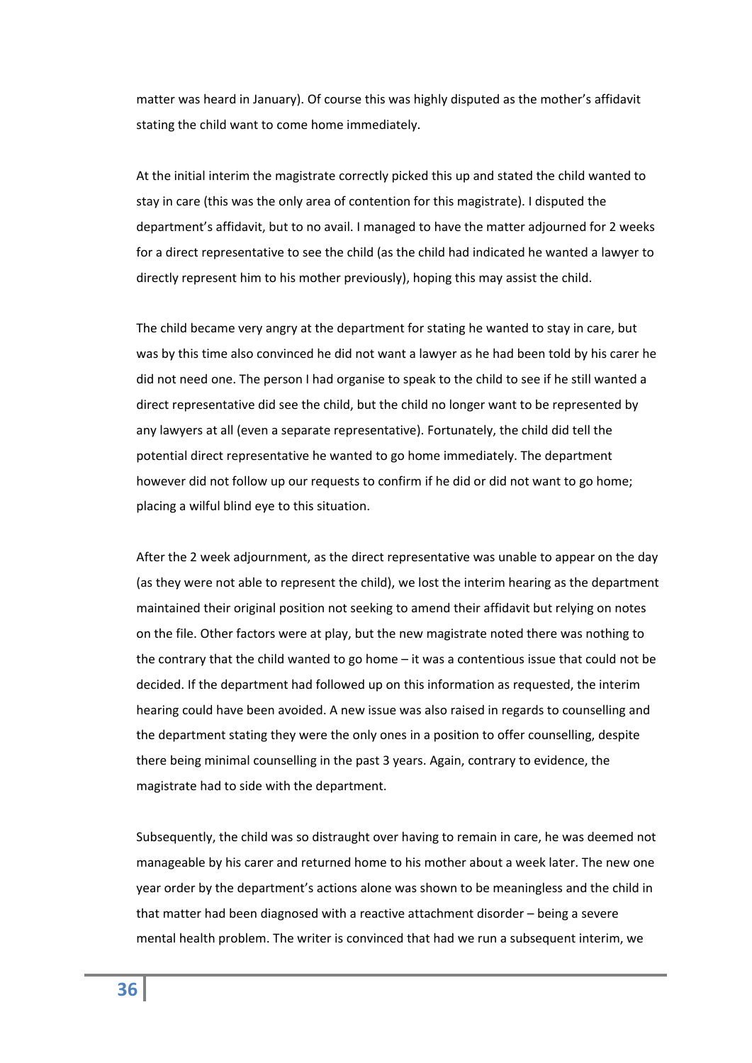matter was heard in January). Of course this was highly disputed as the mother's affidavit stating the child want to come home immediately.

At the initial interim the magistrate correctly picked this up and stated the child wanted to stay in care (this was the only area of contention for this magistrate). I disputed the department's affidavit, but to no avail. I managed to have the matter adjourned for 2 weeks for a direct representative to see the child (as the child had indicated he wanted a lawyer to directly represent him to his mother previously), hoping this may assist the child.

The child became very angry at the department for stating he wanted to stay in care, but was by this time also convinced he did not want a lawyer as he had been told by his carer he did not need one. The person I had organise to speak to the child to see if he still wanted a direct representative did see the child, but the child no longer want to be represented by any lawyers at all (even a separate representative). Fortunately, the child did tell the potential direct representative he wanted to go home immediately. The department however did not follow up our requests to confirm if he did or did not want to go home; placing a wilful blind eye to this situation.

After the 2 week adjournment, as the direct representative was unable to appear on the day (as they were not able to represent the child), we lost the interim hearing as the department maintained their original position not seeking to amend their affidavit but relying on notes on the file. Other factors were at play, but the new magistrate noted there was nothing to the contrary that the child wanted to go home – it was a contentious issue that could not be decided. If the department had followed up on this information as requested, the interim hearing could have been avoided. A new issue was also raised in regards to counselling and the department stating they were the only ones in a position to offer counselling, despite there being minimal counselling in the past 3 years. Again, contrary to evidence, the magistrate had to side with the department.

Subsequently, the child was so distraught over having to remain in care, he was deemed not manageable by his carer and returned home to his mother about a week later. The new one year order by the department's actions alone was shown to be meaningless and the child in that matter had been diagnosed with a reactive attachment disorder – being a severe mental health problem. The writer is convinced that had we run a subsequent interim, we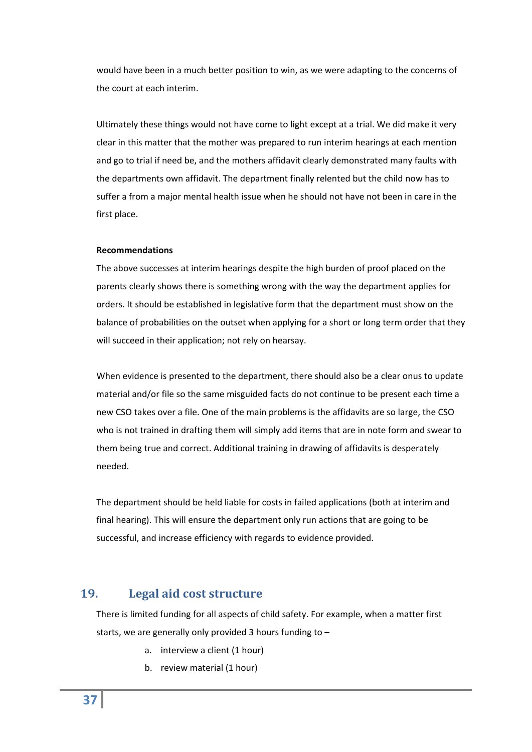would have been in a much better position to win, as we were adapting to the concerns of the court at each interim.

Ultimately these things would not have come to light except at a trial. We did make it very clear in this matter that the mother was prepared to run interim hearings at each mention and go to trial if need be, and the mothers affidavit clearly demonstrated many faults with the departments own affidavit. The department finally relented but the child now has to suffer a from a major mental health issue when he should not have not been in care in the first place.

**Recommendations**

The above successes at interim hearings despite the high burden of proof placed on the parents clearly shows there is something wrong with the way the department applies for orders. It should be established in legislative form that the department must show on the balance of probabilities on the outset when applying for a short or long term order that they will succeed in their application; not rely on hearsay.

When evidence is presented to the department, there should also be a clear onus to update material and/or file so the same misguided facts do not continue to be present each time a new CSO takes over a file. One of the main problems is the affidavits are so large, the CSO who is not trained in drafting them will simply add items that are in note form and swear to them being true and correct. Additional training in drawing of affidavits is desperately needed.

The department should be held liable for costs in failed applications (both at interim and final hearing). This will ensure the department only run actions that are going to be successful, and increase efficiency with regards to evidence provided.

## 19. Legal aid cost structure

There is limited funding for all aspects of child safety. For example, when a matter first starts, we are generally only provided 3 hours funding to –

a. interview a client (1 hour)
b. review material (1 hour)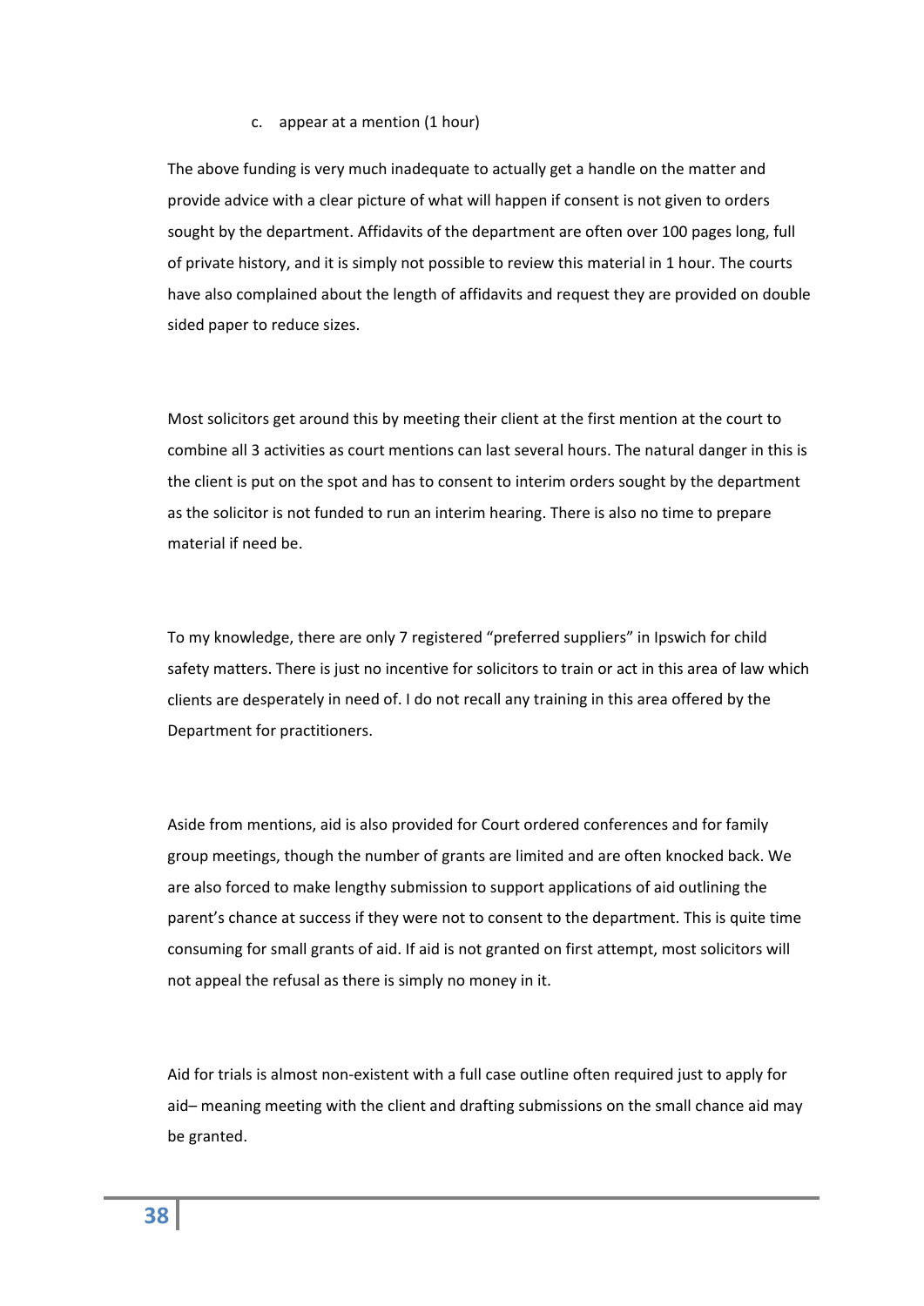c. appear at a mention (1 hour)

The above funding is very much inadequate to actually get a handle on the matter and provide advice with a clear picture of what will happen if consent is not given to orders sought by the department. Affidavits of the department are often over 100 pages long, full of private history, and it is simply not possible to review this material in 1 hour. The courts have also complained about the length of affidavits and request they are provided on double sided paper to reduce sizes.

Most solicitors get around this by meeting their client at the first mention at the court to combine all 3 activities as court mentions can last several hours. The natural danger in this is the client is put on the spot and has to consent to interim orders sought by the department as the solicitor is not funded to run an interim hearing. There is also no time to prepare material if need be.

To my knowledge, there are only 7 registered "preferred suppliers" in Ipswich for child safety matters. There is just no incentive for solicitors to train or act in this area of law which clients are desperately in need of. I do not recall any training in this area offered by the Department for practitioners.

Aside from mentions, aid is also provided for Court ordered conferences and for family group meetings, though the number of grants are limited and are often knocked back. We are also forced to make lengthy submission to support applications of aid outlining the parent's chance at success if they were not to consent to the department. This is quite time consuming for small grants of aid. If aid is not granted on first attempt, most solicitors will not appeal the refusal as there is simply no money in it.

Aid for trials is almost non-existent with a full case outline often required just to apply for aid– meaning meeting with the client and drafting submissions on the small chance aid may be granted.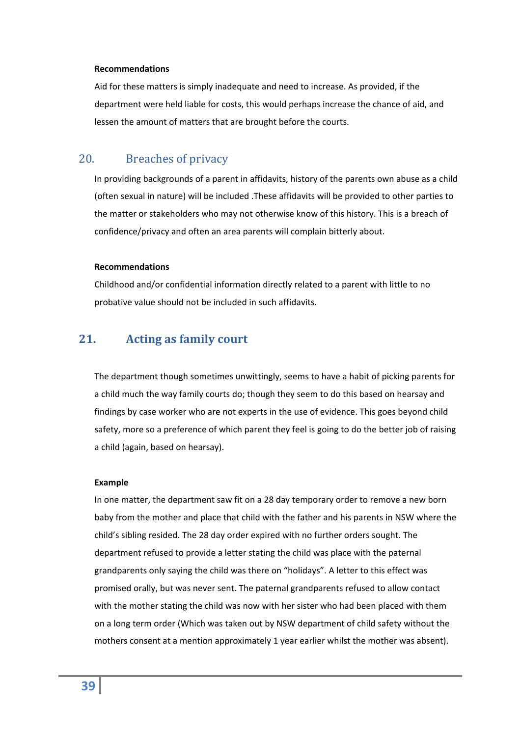#### Recommendations

Aid for these matters is simply inadequate and need to increase. As provided, if the department were held liable for costs, this would perhaps increase the chance of aid, and lessen the amount of matters that are brought before the courts.

## 20. Breaches of privacy

In providing backgrounds of a parent in affidavits, history of the parents own abuse as a child (often sexual in nature) will be included .These affidavits will be provided to other parties to the matter or stakeholders who may not otherwise know of this history. This is a breach of confidence/privacy and often an area parents will complain bitterly about.

#### Recommendations

Childhood and/or confidential information directly related to a parent with little to no probative value should not be included in such affidavits.

## 21. Acting as family court

The department though sometimes unwittingly, seems to have a habit of picking parents for a child much the way family courts do; though they seem to do this based on hearsay and findings by case worker who are not experts in the use of evidence. This goes beyond child safety, more so a preference of which parent they feel is going to do the better job of raising a child (again, based on hearsay).

#### Example

In one matter, the department saw fit on a 28 day temporary order to remove a new born baby from the mother and place that child with the father and his parents in NSW where the child's sibling resided. The 28 day order expired with no further orders sought. The department refused to provide a letter stating the child was place with the paternal grandparents only saying the child was there on "holidays". A letter to this effect was promised orally, but was never sent. The paternal grandparents refused to allow contact with the mother stating the child was now with her sister who had been placed with them on a long term order (Which was taken out by NSW department of child safety without the mothers consent at a mention approximately 1 year earlier whilst the mother was absent).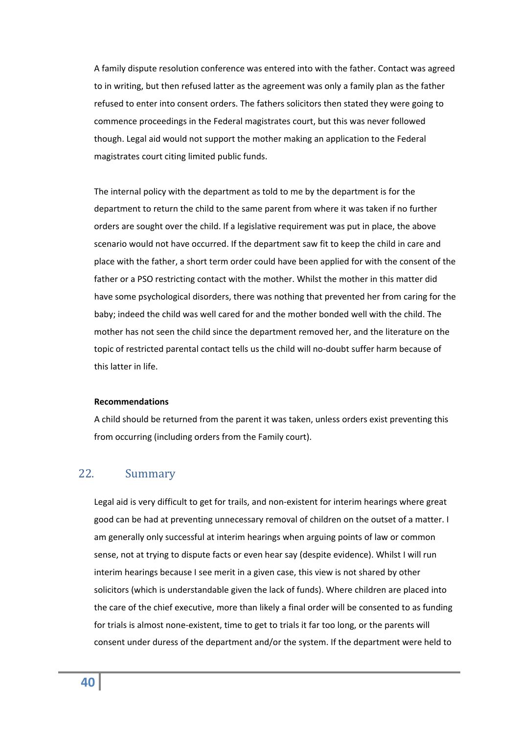A family dispute resolution conference was entered into with the father. Contact was agreed to in writing, but then refused latter as the agreement was only a family plan as the father refused to enter into consent orders. The fathers solicitors then stated they were going to commence proceedings in the Federal magistrates court, but this was never followed though. Legal aid would not support the mother making an application to the Federal magistrates court citing limited public funds.

The internal policy with the department as told to me by the department is for the department to return the child to the same parent from where it was taken if no further orders are sought over the child. If a legislative requirement was put in place, the above scenario would not have occurred. If the department saw fit to keep the child in care and place with the father, a short term order could have been applied for with the consent of the father or a PSO restricting contact with the mother. Whilst the mother in this matter did have some psychological disorders, there was nothing that prevented her from caring for the baby; indeed the child was well cared for and the mother bonded well with the child. The mother has not seen the child since the department removed her, and the literature on the topic of restricted parental contact tells us the child will no-doubt suffer harm because of this latter in life.

**Recommendations**

A child should be returned from the parent it was taken, unless orders exist preventing this from occurring (including orders from the Family court).

## 22. Summary

Legal aid is very difficult to get for trails, and non-existent for interim hearings where great good can be had at preventing unnecessary removal of children on the outset of a matter. I am generally only successful at interim hearings when arguing points of law or common sense, not at trying to dispute facts or even hear say (despite evidence). Whilst I will run interim hearings because I see merit in a given case, this view is not shared by other solicitors (which is understandable given the lack of funds). Where children are placed into the care of the chief executive, more than likely a final order will be consented to as funding for trials is almost none-existent, time to get to trials it far too long, or the parents will consent under duress of the department and/or the system. If the department were held to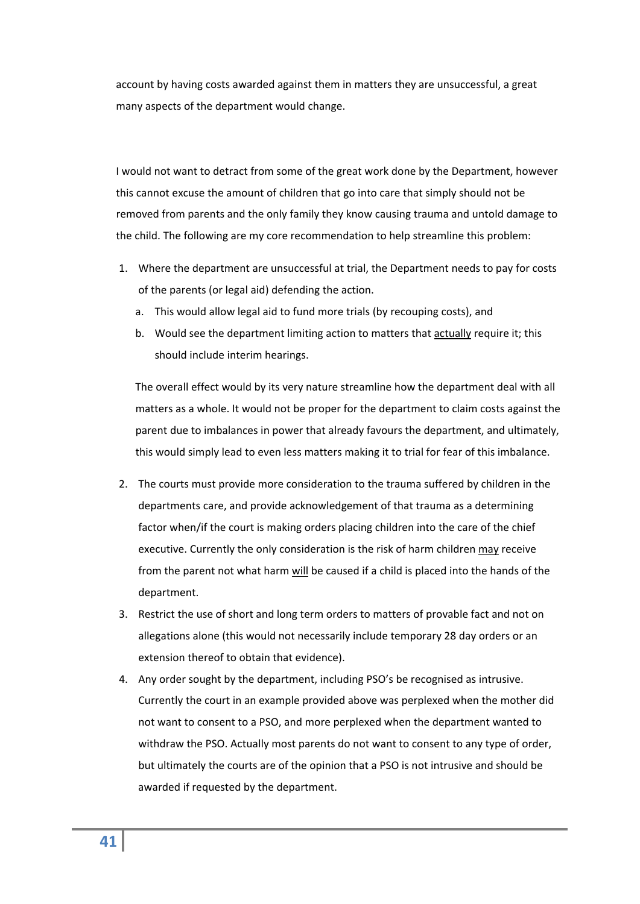account by having costs awarded against them in matters they are unsuccessful, a great many aspects of the department would change.

I would not want to detract from some of the great work done by the Department, however this cannot excuse the amount of children that go into care that simply should not be removed from parents and the only family they know causing trauma and untold damage to the child. The following are my core recommendation to help streamline this problem:

1. Where the department are unsuccessful at trial, the Department needs to pay for costs of the parents (or legal aid) defending the action.
   a. This would allow legal aid to fund more trials (by recouping costs), and
   b. Would see the department limiting action to matters that <u>actually</u> require it; this should include interim hearings.

   The overall effect would by its very nature streamline how the department deal with all matters as a whole. It would not be proper for the department to claim costs against the parent due to imbalances in power that already favours the department, and ultimately, this would simply lead to even less matters making it to trial for fear of this imbalance.

2. The courts must provide more consideration to the trauma suffered by children in the departments care, and provide acknowledgement of that trauma as a determining factor when/if the court is making orders placing children into the care of the chief executive. Currently the only consideration is the risk of harm children <u>may</u> receive from the parent not what harm <u>will</u> be caused if a child is placed into the hands of the department.
3. Restrict the use of short and long term orders to matters of provable fact and not on allegations alone (this would not necessarily include temporary 28 day orders or an extension thereof to obtain that evidence).
4. Any order sought by the department, including PSO's be recognised as intrusive. Currently the court in an example provided above was perplexed when the mother did not want to consent to a PSO, and more perplexed when the department wanted to withdraw the PSO. Actually most parents do not want to consent to any type of order, but ultimately the courts are of the opinion that a PSO is not intrusive and should be awarded if requested by the department.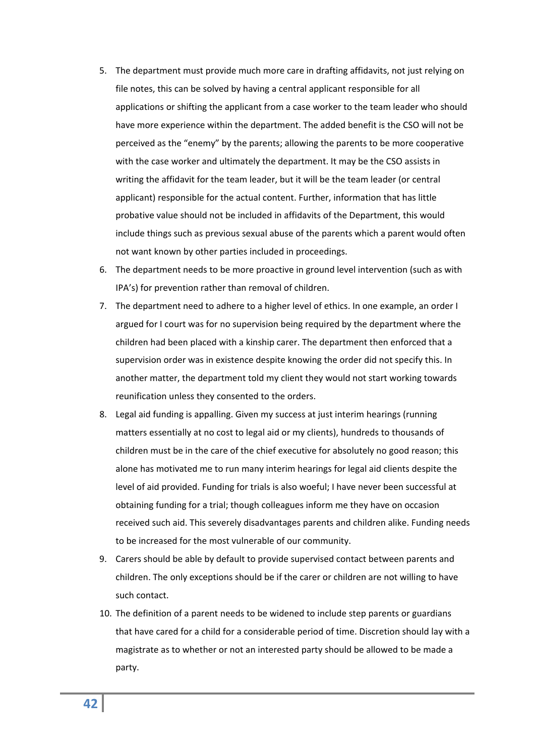5. The department must provide much more care in drafting affidavits, not just relying on file notes, this can be solved by having a central applicant responsible for all applications or shifting the applicant from a case worker to the team leader who should have more experience within the department. The added benefit is the CSO will not be perceived as the "enemy" by the parents; allowing the parents to be more cooperative with the case worker and ultimately the department. It may be the CSO assists in writing the affidavit for the team leader, but it will be the team leader (or central applicant) responsible for the actual content. Further, information that has little probative value should not be included in affidavits of the Department, this would include things such as previous sexual abuse of the parents which a parent would often not want known by other parties included in proceedings.
6. The department needs to be more proactive in ground level intervention (such as with IPA's) for prevention rather than removal of children.
7. The department need to adhere to a higher level of ethics. In one example, an order I argued for I court was for no supervision being required by the department where the children had been placed with a kinship carer. The department then enforced that a supervision order was in existence despite knowing the order did not specify this. In another matter, the department told my client they would not start working towards reunification unless they consented to the orders.
8. Legal aid funding is appalling. Given my success at just interim hearings (running matters essentially at no cost to legal aid or my clients), hundreds to thousands of children must be in the care of the chief executive for absolutely no good reason; this alone has motivated me to run many interim hearings for legal aid clients despite the level of aid provided. Funding for trials is also woeful; I have never been successful at obtaining funding for a trial; though colleagues inform me they have on occasion received such aid. This severely disadvantages parents and children alike. Funding needs to be increased for the most vulnerable of our community.
9. Carers should be able by default to provide supervised contact between parents and children. The only exceptions should be if the carer or children are not willing to have such contact.
10. The definition of a parent needs to be widened to include step parents or guardians that have cared for a child for a considerable period of time. Discretion should lay with a magistrate as to whether or not an interested party should be allowed to be made a party.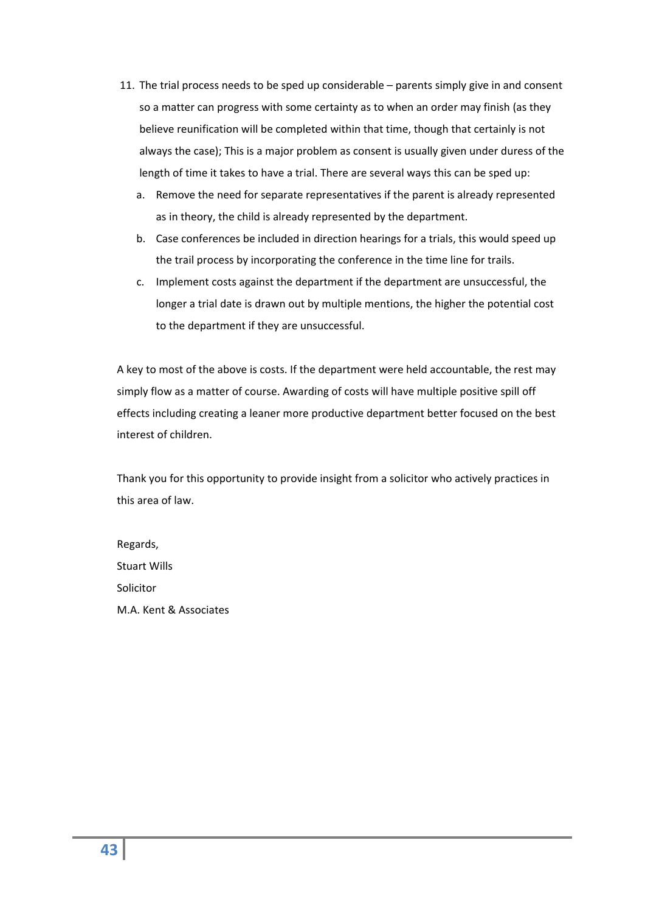11. The trial process needs to be sped up considerable – parents simply give in and consent so a matter can progress with some certainty as to when an order may finish (as they believe reunification will be completed within that time, though that certainly is not always the case); This is a major problem as consent is usually given under duress of the length of time it takes to have a trial. There are several ways this can be sped up:
    a. Remove the need for separate representatives if the parent is already represented as in theory, the child is already represented by the department.
    b. Case conferences be included in direction hearings for a trials, this would speed up the trail process by incorporating the conference in the time line for trails.
    c. Implement costs against the department if the department are unsuccessful, the longer a trial date is drawn out by multiple mentions, the higher the potential cost to the department if they are unsuccessful.

A key to most of the above is costs. If the department were held accountable, the rest may simply flow as a matter of course. Awarding of costs will have multiple positive spill off effects including creating a leaner more productive department better focused on the best interest of children.

Thank you for this opportunity to provide insight from a solicitor who actively practices in this area of law.

Regards,  
Stuart Wills  
Solicitor  
M.A. Kent & Associates